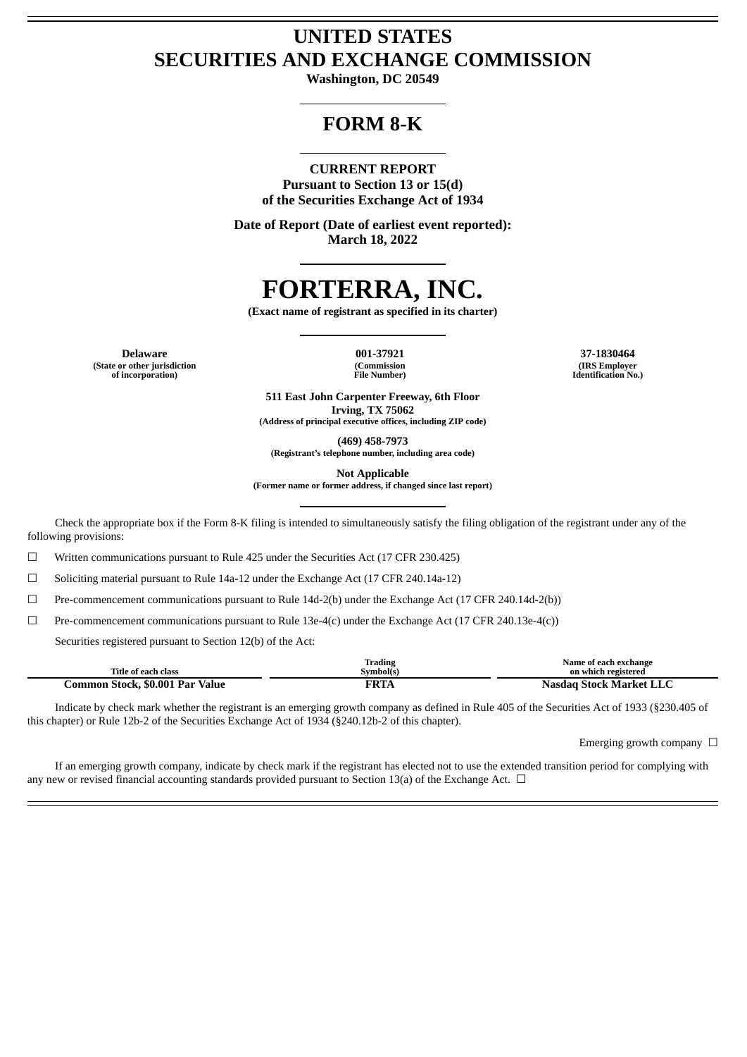# UNITED STATES
# SECURITIES AND EXCHANGE COMMISSION

**Washington, DC 20549**

## FORM 8-K

**CURRENT REPORT**
**Pursuant to Section 13 or 15(d)**
**of the Securities Exchange Act of 1934**

**Date of Report (Date of earliest event reported):**
**March 18, 2022**

# FORTERRA, INC.

**(Exact name of registrant as specified in its charter)**

| Delaware | 001-37921 | 37-1830464 |
|---|---|---|
| (State or other jurisdiction of incorporation) | (Commission File Number) | (IRS Employer Identification No.) |

**511 East John Carpenter Freeway, 6th Floor**
**Irving, TX 75062**
**(Address of principal executive offices, including ZIP code)**

**(469) 458-7973**
**(Registrant's telephone number, including area code)**

**Not Applicable**
**(Former name or former address, if changed since last report)**

Check the appropriate box if the Form 8-K filing is intended to simultaneously satisfy the filing obligation of the registrant under any of the following provisions:

☐ Written communications pursuant to Rule 425 under the Securities Act (17 CFR 230.425)

☐ Soliciting material pursuant to Rule 14a-12 under the Exchange Act (17 CFR 240.14a-12)

☐ Pre-commencement communications pursuant to Rule 14d-2(b) under the Exchange Act (17 CFR 240.14d-2(b))

☐ Pre-commencement communications pursuant to Rule 13e-4(c) under the Exchange Act (17 CFR 240.13e-4(c))

Securities registered pursuant to Section 12(b) of the Act:

| Title of each class | Trading Symbol(s) | Name of each exchange on which registered |
|---|---|---|
| **Common Stock, $0.001 Par Value** | **FRTA** | **Nasdaq Stock Market LLC** |

Indicate by check mark whether the registrant is an emerging growth company as defined in Rule 405 of the Securities Act of 1933 (§230.405 of this chapter) or Rule 12b-2 of the Securities Exchange Act of 1934 (§240.12b-2 of this chapter).

Emerging growth company ☐

If an emerging growth company, indicate by check mark if the registrant has elected not to use the extended transition period for complying with any new or revised financial accounting standards provided pursuant to Section 13(a) of the Exchange Act. ☐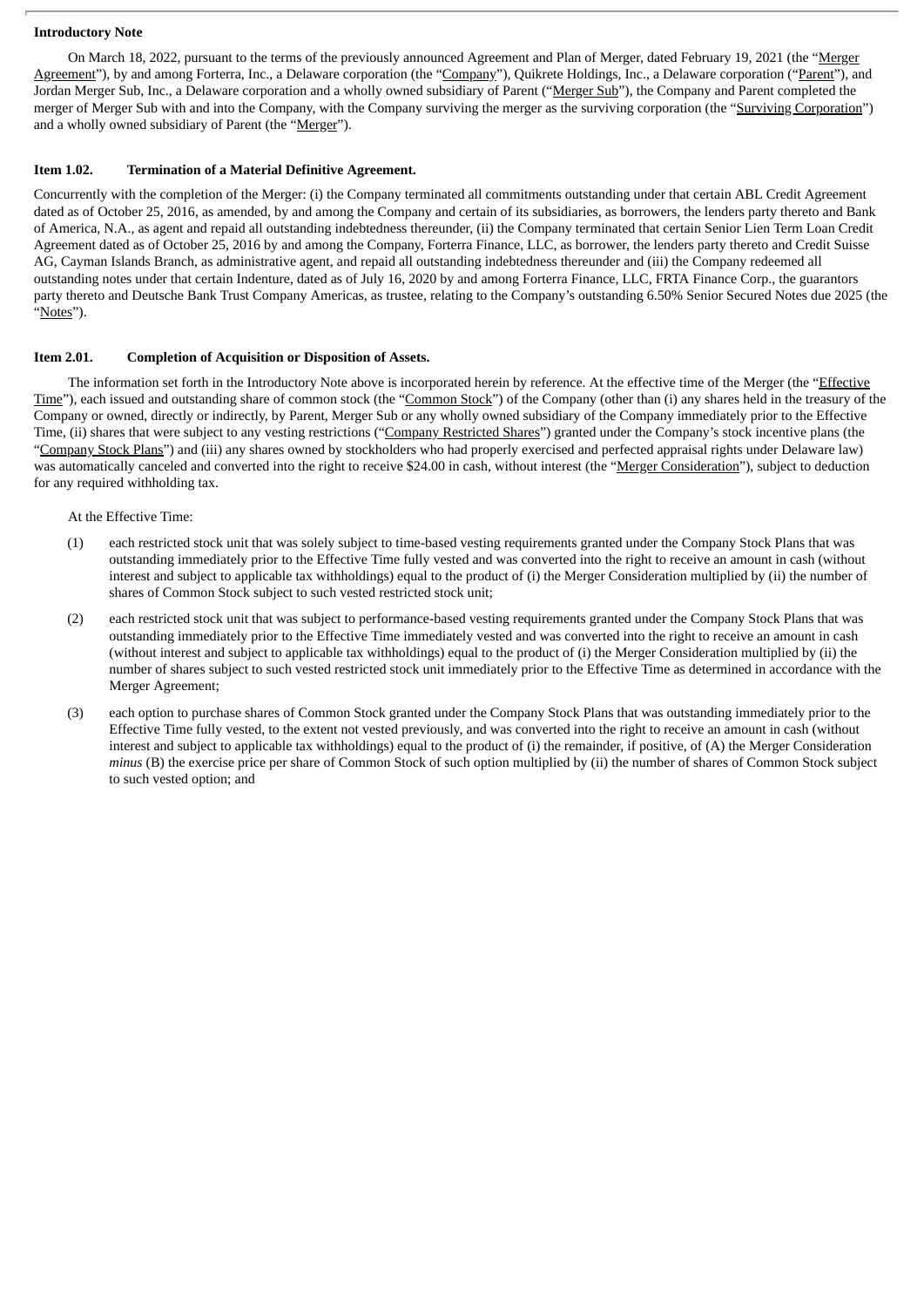**Introductory Note**

On March 18, 2022, pursuant to the terms of the previously announced Agreement and Plan of Merger, dated February 19, 2021 (the "Merger Agreement"), by and among Forterra, Inc., a Delaware corporation (the "Company"), Quikrete Holdings, Inc., a Delaware corporation ("Parent"), and Jordan Merger Sub, Inc., a Delaware corporation and a wholly owned subsidiary of Parent ("Merger Sub"), the Company and Parent completed the merger of Merger Sub with and into the Company, with the Company surviving the merger as the surviving corporation (the "Surviving Corporation") and a wholly owned subsidiary of Parent (the "Merger").

**Item 1.02. Termination of a Material Definitive Agreement.**

Concurrently with the completion of the Merger: (i) the Company terminated all commitments outstanding under that certain ABL Credit Agreement dated as of October 25, 2016, as amended, by and among the Company and certain of its subsidiaries, as borrowers, the lenders party thereto and Bank of America, N.A., as agent and repaid all outstanding indebtedness thereunder, (ii) the Company terminated that certain Senior Lien Term Loan Credit Agreement dated as of October 25, 2016 by and among the Company, Forterra Finance, LLC, as borrower, the lenders party thereto and Credit Suisse AG, Cayman Islands Branch, as administrative agent, and repaid all outstanding indebtedness thereunder and (iii) the Company redeemed all outstanding notes under that certain Indenture, dated as of July 16, 2020 by and among Forterra Finance, LLC, FRTA Finance Corp., the guarantors party thereto and Deutsche Bank Trust Company Americas, as trustee, relating to the Company's outstanding 6.50% Senior Secured Notes due 2025 (the "Notes").

**Item 2.01. Completion of Acquisition or Disposition of Assets.**

The information set forth in the Introductory Note above is incorporated herein by reference. At the effective time of the Merger (the "Effective Time"), each issued and outstanding share of common stock (the "Common Stock") of the Company (other than (i) any shares held in the treasury of the Company or owned, directly or indirectly, by Parent, Merger Sub or any wholly owned subsidiary of the Company immediately prior to the Effective Time, (ii) shares that were subject to any vesting restrictions ("Company Restricted Shares") granted under the Company's stock incentive plans (the "Company Stock Plans") and (iii) any shares owned by stockholders who had properly exercised and perfected appraisal rights under Delaware law) was automatically canceled and converted into the right to receive $24.00 in cash, without interest (the "Merger Consideration"), subject to deduction for any required withholding tax.

At the Effective Time:

(1) each restricted stock unit that was solely subject to time-based vesting requirements granted under the Company Stock Plans that was outstanding immediately prior to the Effective Time fully vested and was converted into the right to receive an amount in cash (without interest and subject to applicable tax withholdings) equal to the product of (i) the Merger Consideration multiplied by (ii) the number of shares of Common Stock subject to such vested restricted stock unit;

(2) each restricted stock unit that was subject to performance-based vesting requirements granted under the Company Stock Plans that was outstanding immediately prior to the Effective Time immediately vested and was converted into the right to receive an amount in cash (without interest and subject to applicable tax withholdings) equal to the product of (i) the Merger Consideration multiplied by (ii) the number of shares subject to such vested restricted stock unit immediately prior to the Effective Time as determined in accordance with the Merger Agreement;

(3) each option to purchase shares of Common Stock granted under the Company Stock Plans that was outstanding immediately prior to the Effective Time fully vested, to the extent not vested previously, and was converted into the right to receive an amount in cash (without interest and subject to applicable tax withholdings) equal to the product of (i) the remainder, if positive, of (A) the Merger Consideration *minus* (B) the exercise price per share of Common Stock of such option multiplied by (ii) the number of shares of Common Stock subject to such vested option; and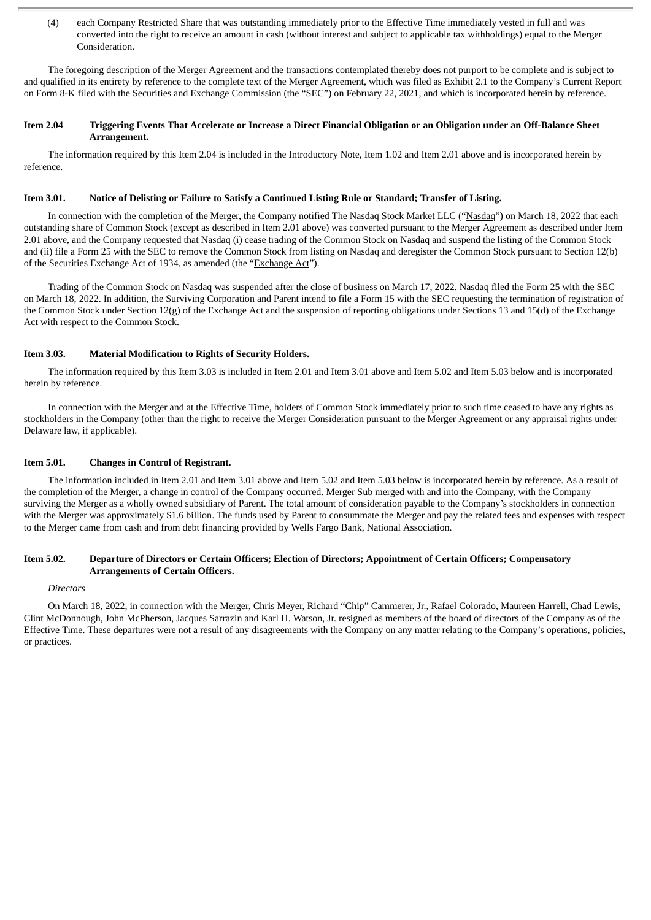(4) each Company Restricted Share that was outstanding immediately prior to the Effective Time immediately vested in full and was converted into the right to receive an amount in cash (without interest and subject to applicable tax withholdings) equal to the Merger Consideration.

The foregoing description of the Merger Agreement and the transactions contemplated thereby does not purport to be complete and is subject to and qualified in its entirety by reference to the complete text of the Merger Agreement, which was filed as Exhibit 2.1 to the Company's Current Report on Form 8-K filed with the Securities and Exchange Commission (the "SEC") on February 22, 2021, and which is incorporated herein by reference.

### Item 2.04 Triggering Events That Accelerate or Increase a Direct Financial Obligation or an Obligation under an Off-Balance Sheet Arrangement.

The information required by this Item 2.04 is included in the Introductory Note, Item 1.02 and Item 2.01 above and is incorporated herein by reference.

### Item 3.01. Notice of Delisting or Failure to Satisfy a Continued Listing Rule or Standard; Transfer of Listing.

In connection with the completion of the Merger, the Company notified The Nasdaq Stock Market LLC ("Nasdaq") on March 18, 2022 that each outstanding share of Common Stock (except as described in Item 2.01 above) was converted pursuant to the Merger Agreement as described under Item 2.01 above, and the Company requested that Nasdaq (i) cease trading of the Common Stock on Nasdaq and suspend the listing of the Common Stock and (ii) file a Form 25 with the SEC to remove the Common Stock from listing on Nasdaq and deregister the Common Stock pursuant to Section 12(b) of the Securities Exchange Act of 1934, as amended (the "Exchange Act").

Trading of the Common Stock on Nasdaq was suspended after the close of business on March 17, 2022. Nasdaq filed the Form 25 with the SEC on March 18, 2022. In addition, the Surviving Corporation and Parent intend to file a Form 15 with the SEC requesting the termination of registration of the Common Stock under Section 12(g) of the Exchange Act and the suspension of reporting obligations under Sections 13 and 15(d) of the Exchange Act with respect to the Common Stock.

### Item 3.03. Material Modification to Rights of Security Holders.

The information required by this Item 3.03 is included in Item 2.01 and Item 3.01 above and Item 5.02 and Item 5.03 below and is incorporated herein by reference.

In connection with the Merger and at the Effective Time, holders of Common Stock immediately prior to such time ceased to have any rights as stockholders in the Company (other than the right to receive the Merger Consideration pursuant to the Merger Agreement or any appraisal rights under Delaware law, if applicable).

### Item 5.01. Changes in Control of Registrant.

The information included in Item 2.01 and Item 3.01 above and Item 5.02 and Item 5.03 below is incorporated herein by reference. As a result of the completion of the Merger, a change in control of the Company occurred. Merger Sub merged with and into the Company, with the Company surviving the Merger as a wholly owned subsidiary of Parent. The total amount of consideration payable to the Company's stockholders in connection with the Merger was approximately $1.6 billion. The funds used by Parent to consummate the Merger and pay the related fees and expenses with respect to the Merger came from cash and from debt financing provided by Wells Fargo Bank, National Association.

### Item 5.02. Departure of Directors or Certain Officers; Election of Directors; Appointment of Certain Officers; Compensatory Arrangements of Certain Officers.

*Directors*

On March 18, 2022, in connection with the Merger, Chris Meyer, Richard "Chip" Cammerer, Jr., Rafael Colorado, Maureen Harrell, Chad Lewis, Clint McDonnough, John McPherson, Jacques Sarrazin and Karl H. Watson, Jr. resigned as members of the board of directors of the Company as of the Effective Time. These departures were not a result of any disagreements with the Company on any matter relating to the Company's operations, policies, or practices.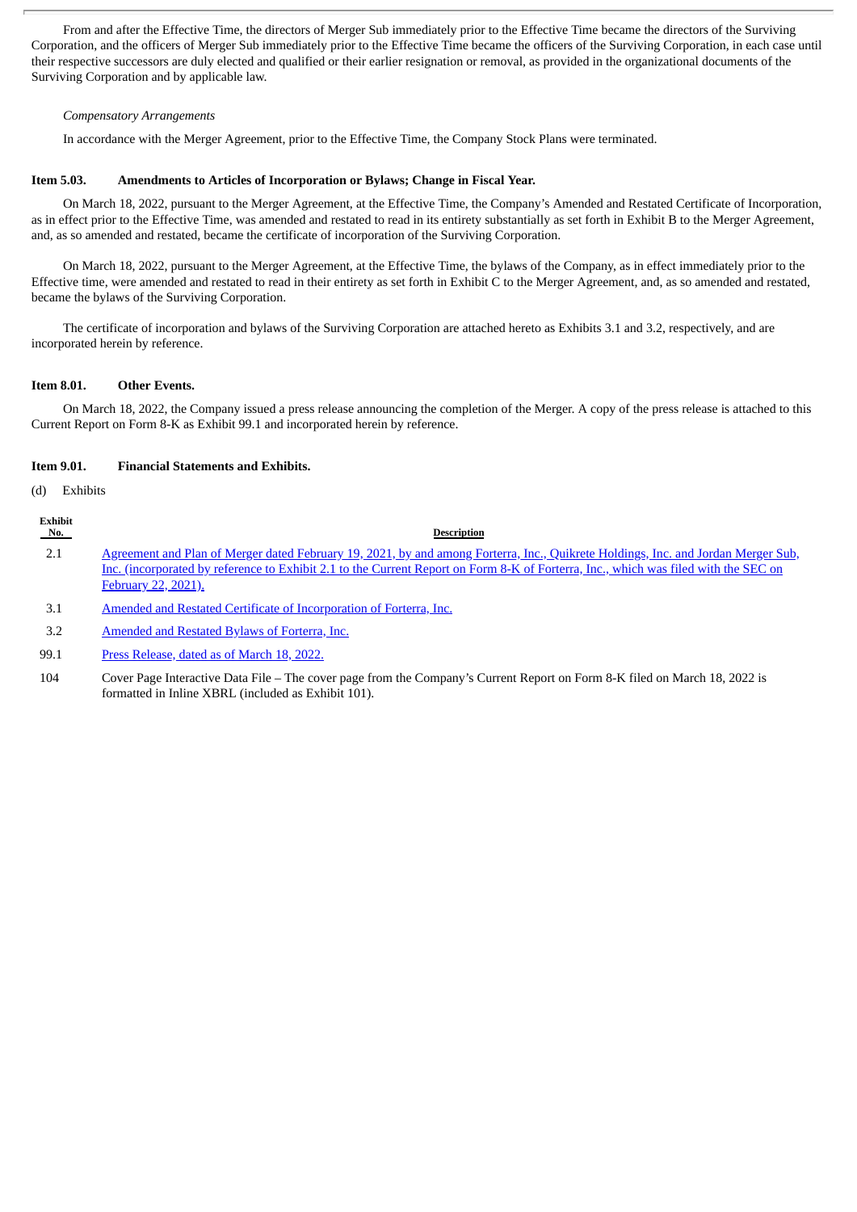From and after the Effective Time, the directors of Merger Sub immediately prior to the Effective Time became the directors of the Surviving Corporation, and the officers of Merger Sub immediately prior to the Effective Time became the officers of the Surviving Corporation, in each case until their respective successors are duly elected and qualified or their earlier resignation or removal, as provided in the organizational documents of the Surviving Corporation and by applicable law.

*Compensatory Arrangements*

In accordance with the Merger Agreement, prior to the Effective Time, the Company Stock Plans were terminated.

**Item 5.03. Amendments to Articles of Incorporation or Bylaws; Change in Fiscal Year.**

On March 18, 2022, pursuant to the Merger Agreement, at the Effective Time, the Company's Amended and Restated Certificate of Incorporation, as in effect prior to the Effective Time, was amended and restated to read in its entirety substantially as set forth in Exhibit B to the Merger Agreement, and, as so amended and restated, became the certificate of incorporation of the Surviving Corporation.

On March 18, 2022, pursuant to the Merger Agreement, at the Effective Time, the bylaws of the Company, as in effect immediately prior to the Effective time, were amended and restated to read in their entirety as set forth in Exhibit C to the Merger Agreement, and, as so amended and restated, became the bylaws of the Surviving Corporation.

The certificate of incorporation and bylaws of the Surviving Corporation are attached hereto as Exhibits 3.1 and 3.2, respectively, and are incorporated herein by reference.

**Item 8.01. Other Events.**

On March 18, 2022, the Company issued a press release announcing the completion of the Merger. A copy of the press release is attached to this Current Report on Form 8-K as Exhibit 99.1 and incorporated herein by reference.

**Item 9.01. Financial Statements and Exhibits.**

(d) Exhibits

| Exhibit No. | Description |
|---|---|
| 2.1 | Agreement and Plan of Merger dated February 19, 2021, by and among Forterra, Inc., Quikrete Holdings, Inc. and Jordan Merger Sub, Inc. (incorporated by reference to Exhibit 2.1 to the Current Report on Form 8-K of Forterra, Inc., which was filed with the SEC on February 22, 2021). |
| 3.1 | Amended and Restated Certificate of Incorporation of Forterra, Inc. |
| 3.2 | Amended and Restated Bylaws of Forterra, Inc. |
| 99.1 | Press Release, dated as of March 18, 2022. |
| 104 | Cover Page Interactive Data File – The cover page from the Company's Current Report on Form 8-K filed on March 18, 2022 is formatted in Inline XBRL (included as Exhibit 101). |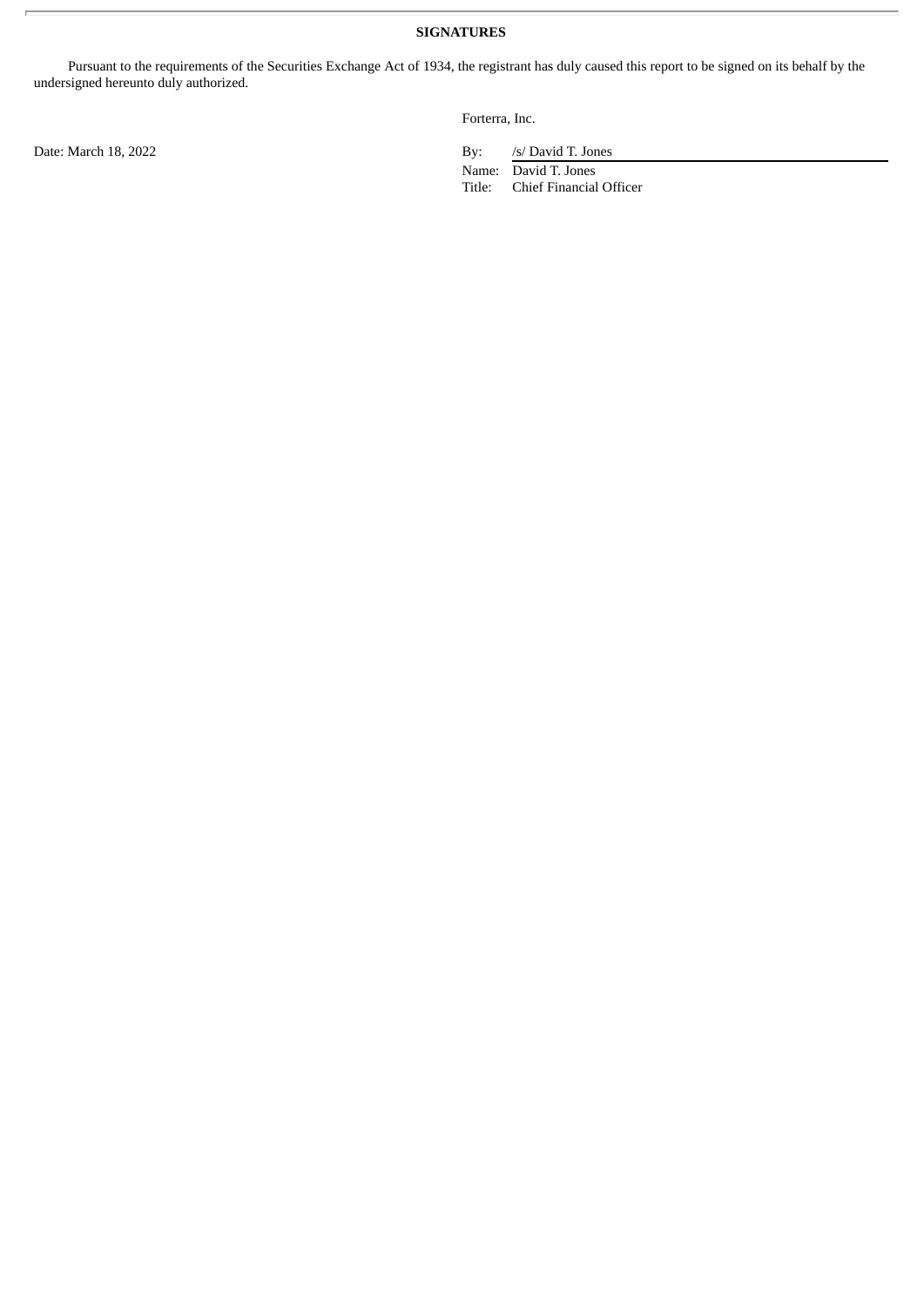**SIGNATURES**

Pursuant to the requirements of the Securities Exchange Act of 1934, the registrant has duly caused this report to be signed on its behalf by the undersigned hereunto duly authorized.

Forterra, Inc.

Date: March 18, 2022

By: /s/ David T. Jones
Name: David T. Jones
Title: Chief Financial Officer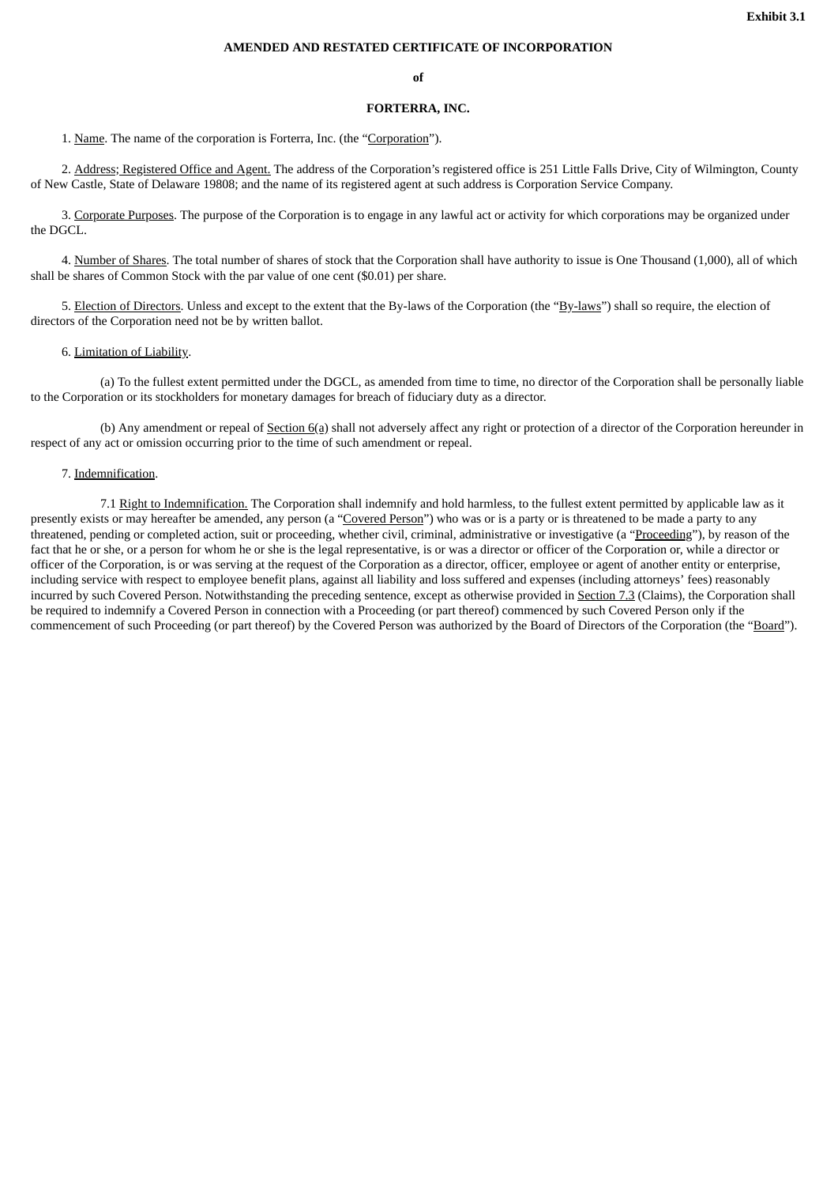**Exhibit 3.1**

**AMENDED AND RESTATED CERTIFICATE OF INCORPORATION**

**of**

**FORTERRA, INC.**

1. Name. The name of the corporation is Forterra, Inc. (the "Corporation").

2. Address; Registered Office and Agent. The address of the Corporation's registered office is 251 Little Falls Drive, City of Wilmington, County of New Castle, State of Delaware 19808; and the name of its registered agent at such address is Corporation Service Company.

3. Corporate Purposes. The purpose of the Corporation is to engage in any lawful act or activity for which corporations may be organized under the DGCL.

4. Number of Shares. The total number of shares of stock that the Corporation shall have authority to issue is One Thousand (1,000), all of which shall be shares of Common Stock with the par value of one cent ($0.01) per share.

5. Election of Directors. Unless and except to the extent that the By-laws of the Corporation (the "By-laws") shall so require, the election of directors of the Corporation need not be by written ballot.

6. Limitation of Liability.

(a) To the fullest extent permitted under the DGCL, as amended from time to time, no director of the Corporation shall be personally liable to the Corporation or its stockholders for monetary damages for breach of fiduciary duty as a director.

(b) Any amendment or repeal of Section 6(a) shall not adversely affect any right or protection of a director of the Corporation hereunder in respect of any act or omission occurring prior to the time of such amendment or repeal.

7. Indemnification.

7.1 Right to Indemnification. The Corporation shall indemnify and hold harmless, to the fullest extent permitted by applicable law as it presently exists or may hereafter be amended, any person (a "Covered Person") who was or is a party or is threatened to be made a party to any threatened, pending or completed action, suit or proceeding, whether civil, criminal, administrative or investigative (a "Proceeding"), by reason of the fact that he or she, or a person for whom he or she is the legal representative, is or was a director or officer of the Corporation or, while a director or officer of the Corporation, is or was serving at the request of the Corporation as a director, officer, employee or agent of another entity or enterprise, including service with respect to employee benefit plans, against all liability and loss suffered and expenses (including attorneys' fees) reasonably incurred by such Covered Person. Notwithstanding the preceding sentence, except as otherwise provided in Section 7.3 (Claims), the Corporation shall be required to indemnify a Covered Person in connection with a Proceeding (or part thereof) commenced by such Covered Person only if the commencement of such Proceeding (or part thereof) by the Covered Person was authorized by the Board of Directors of the Corporation (the "Board").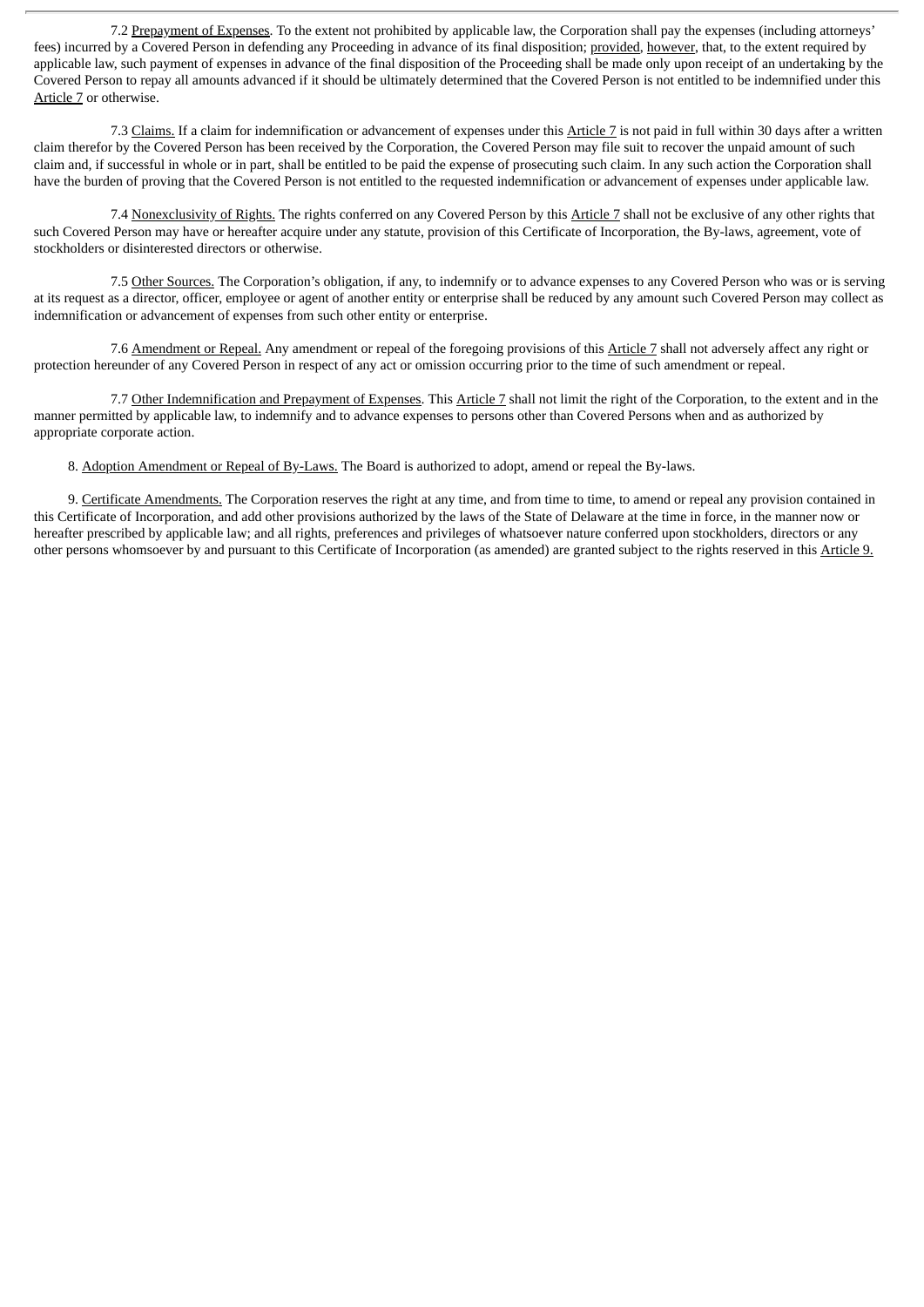7.2 Prepayment of Expenses. To the extent not prohibited by applicable law, the Corporation shall pay the expenses (including attorneys' fees) incurred by a Covered Person in defending any Proceeding in advance of its final disposition; provided, however, that, to the extent required by applicable law, such payment of expenses in advance of the final disposition of the Proceeding shall be made only upon receipt of an undertaking by the Covered Person to repay all amounts advanced if it should be ultimately determined that the Covered Person is not entitled to be indemnified under this Article 7 or otherwise.

7.3 Claims. If a claim for indemnification or advancement of expenses under this Article 7 is not paid in full within 30 days after a written claim therefor by the Covered Person has been received by the Corporation, the Covered Person may file suit to recover the unpaid amount of such claim and, if successful in whole or in part, shall be entitled to be paid the expense of prosecuting such claim. In any such action the Corporation shall have the burden of proving that the Covered Person is not entitled to the requested indemnification or advancement of expenses under applicable law.

7.4 Nonexclusivity of Rights. The rights conferred on any Covered Person by this Article 7 shall not be exclusive of any other rights that such Covered Person may have or hereafter acquire under any statute, provision of this Certificate of Incorporation, the By-laws, agreement, vote of stockholders or disinterested directors or otherwise.

7.5 Other Sources. The Corporation's obligation, if any, to indemnify or to advance expenses to any Covered Person who was or is serving at its request as a director, officer, employee or agent of another entity or enterprise shall be reduced by any amount such Covered Person may collect as indemnification or advancement of expenses from such other entity or enterprise.

7.6 Amendment or Repeal. Any amendment or repeal of the foregoing provisions of this Article 7 shall not adversely affect any right or protection hereunder of any Covered Person in respect of any act or omission occurring prior to the time of such amendment or repeal.

7.7 Other Indemnification and Prepayment of Expenses. This Article 7 shall not limit the right of the Corporation, to the extent and in the manner permitted by applicable law, to indemnify and to advance expenses to persons other than Covered Persons when and as authorized by appropriate corporate action.

8. Adoption Amendment or Repeal of By-Laws. The Board is authorized to adopt, amend or repeal the By-laws.

9. Certificate Amendments. The Corporation reserves the right at any time, and from time to time, to amend or repeal any provision contained in this Certificate of Incorporation, and add other provisions authorized by the laws of the State of Delaware at the time in force, in the manner now or hereafter prescribed by applicable law; and all rights, preferences and privileges of whatsoever nature conferred upon stockholders, directors or any other persons whomsoever by and pursuant to this Certificate of Incorporation (as amended) are granted subject to the rights reserved in this Article 9.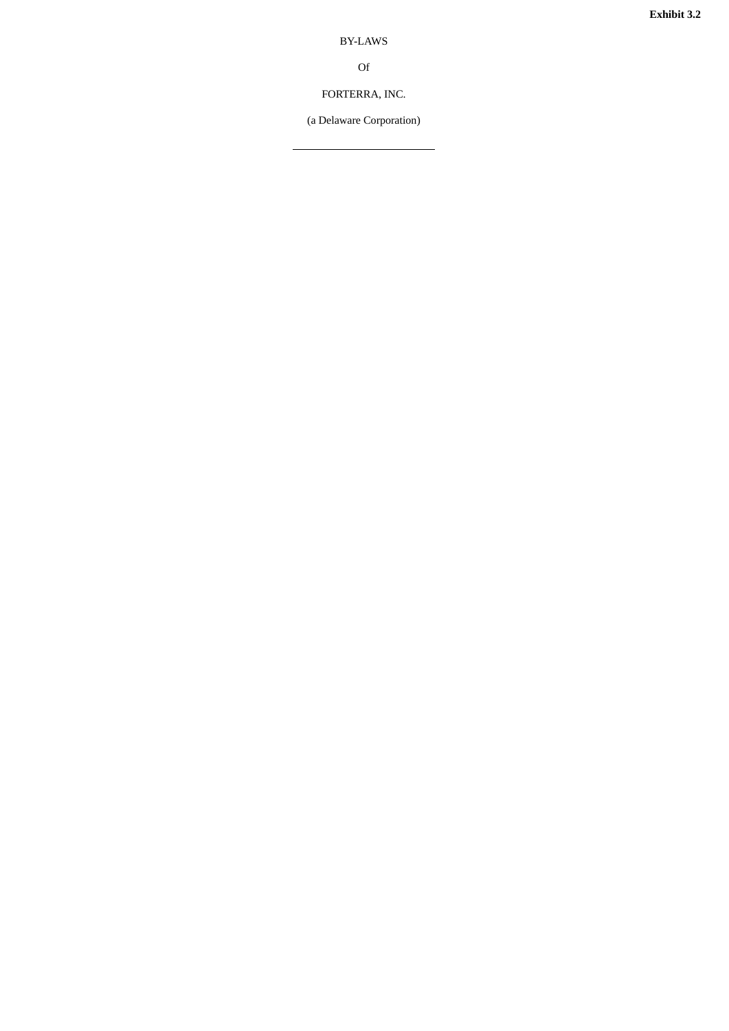**Exhibit 3.2**

BY-LAWS

Of

FORTERRA, INC.

(a Delaware Corporation)

---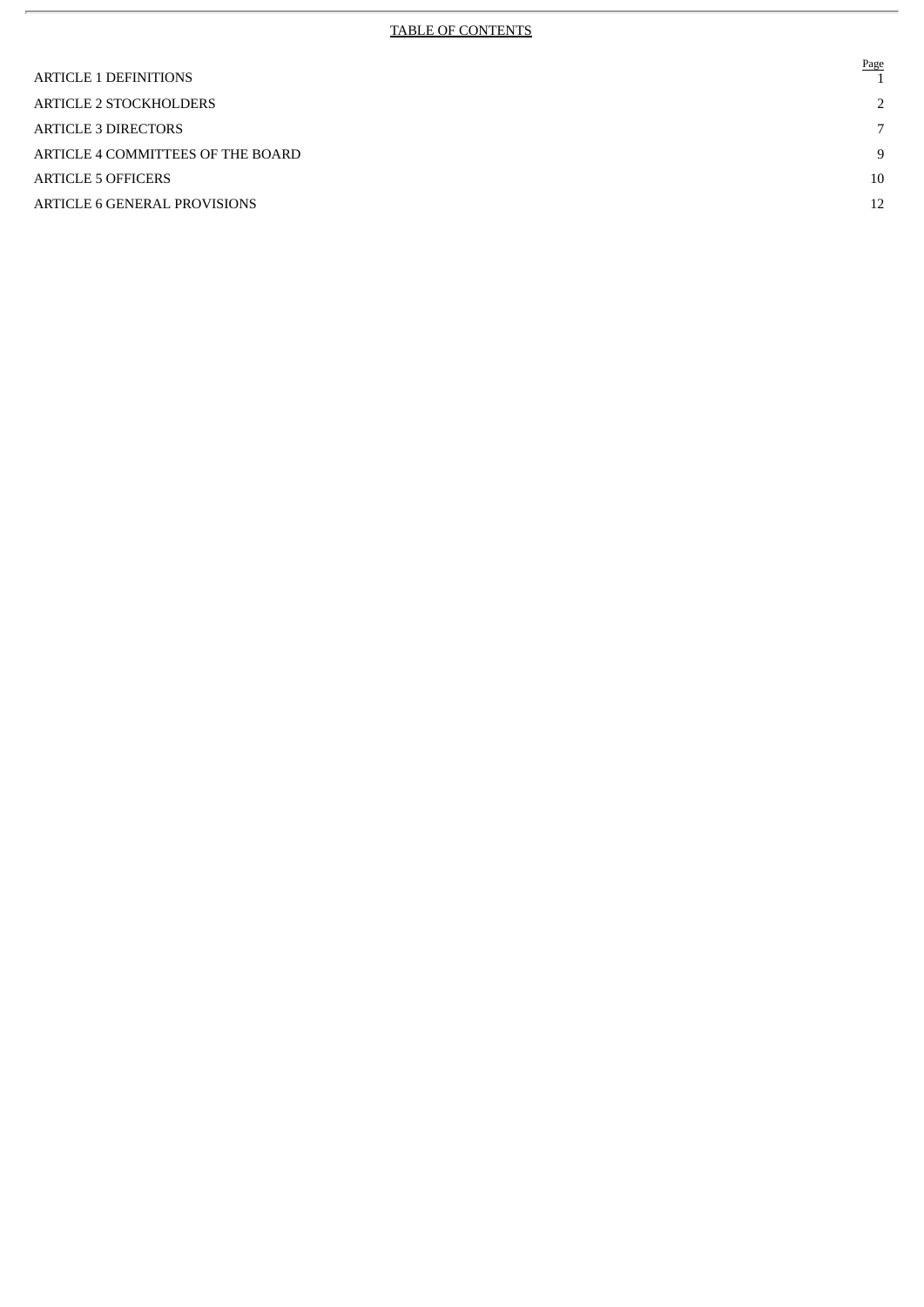TABLE OF CONTENTS

| | Page |
|---|---|
| ARTICLE 1 DEFINITIONS | 1 |
| ARTICLE 2 STOCKHOLDERS | 2 |
| ARTICLE 3 DIRECTORS | 7 |
| ARTICLE 4 COMMITTEES OF THE BOARD | 9 |
| ARTICLE 5 OFFICERS | 10 |
| ARTICLE 6 GENERAL PROVISIONS | 12 |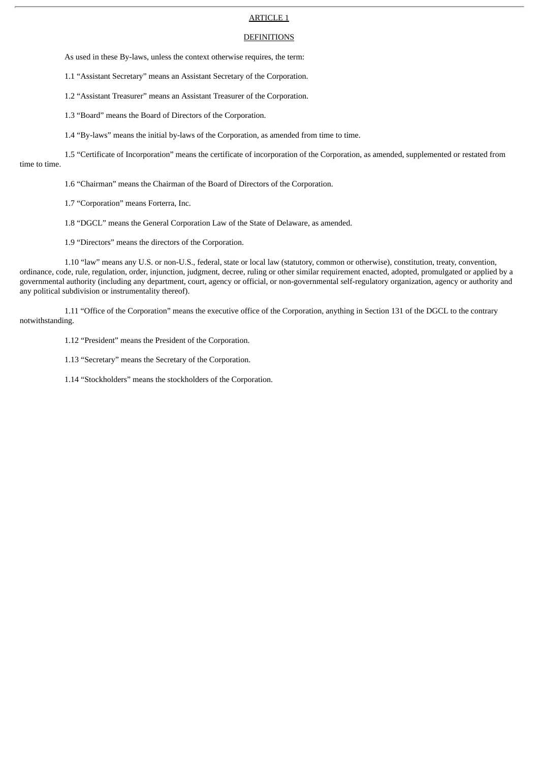## ARTICLE 1

## DEFINITIONS

As used in these By-laws, unless the context otherwise requires, the term:

1.1 “Assistant Secretary” means an Assistant Secretary of the Corporation.

1.2 “Assistant Treasurer” means an Assistant Treasurer of the Corporation.

1.3 “Board” means the Board of Directors of the Corporation.

1.4 “By-laws” means the initial by-laws of the Corporation, as amended from time to time.

1.5 “Certificate of Incorporation” means the certificate of incorporation of the Corporation, as amended, supplemented or restated from time to time.

1.6 “Chairman” means the Chairman of the Board of Directors of the Corporation.

1.7 “Corporation” means Forterra, Inc.

1.8 “DGCL” means the General Corporation Law of the State of Delaware, as amended.

1.9 “Directors” means the directors of the Corporation.

1.10 “law” means any U.S. or non-U.S., federal, state or local law (statutory, common or otherwise), constitution, treaty, convention, ordinance, code, rule, regulation, order, injunction, judgment, decree, ruling or other similar requirement enacted, adopted, promulgated or applied by a governmental authority (including any department, court, agency or official, or non-governmental self-regulatory organization, agency or authority and any political subdivision or instrumentality thereof).

1.11 “Office of the Corporation” means the executive office of the Corporation, anything in Section 131 of the DGCL to the contrary notwithstanding.

1.12 “President” means the President of the Corporation.

1.13 “Secretary” means the Secretary of the Corporation.

1.14 “Stockholders” means the stockholders of the Corporation.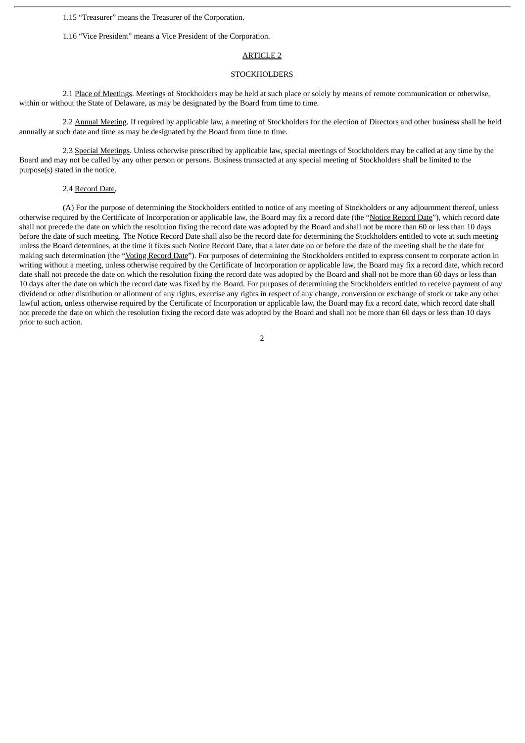1.15 “Treasurer” means the Treasurer of the Corporation.

1.16 “Vice President” means a Vice President of the Corporation.

## ARTICLE 2

## STOCKHOLDERS

2.1 Place of Meetings. Meetings of Stockholders may be held at such place or solely by means of remote communication or otherwise, within or without the State of Delaware, as may be designated by the Board from time to time.

2.2 Annual Meeting. If required by applicable law, a meeting of Stockholders for the election of Directors and other business shall be held annually at such date and time as may be designated by the Board from time to time.

2.3 Special Meetings. Unless otherwise prescribed by applicable law, special meetings of Stockholders may be called at any time by the Board and may not be called by any other person or persons. Business transacted at any special meeting of Stockholders shall be limited to the purpose(s) stated in the notice.

2.4 Record Date.

(A) For the purpose of determining the Stockholders entitled to notice of any meeting of Stockholders or any adjournment thereof, unless otherwise required by the Certificate of Incorporation or applicable law, the Board may fix a record date (the “Notice Record Date”), which record date shall not precede the date on which the resolution fixing the record date was adopted by the Board and shall not be more than 60 or less than 10 days before the date of such meeting. The Notice Record Date shall also be the record date for determining the Stockholders entitled to vote at such meeting unless the Board determines, at the time it fixes such Notice Record Date, that a later date on or before the date of the meeting shall be the date for making such determination (the “Voting Record Date”). For purposes of determining the Stockholders entitled to express consent to corporate action in writing without a meeting, unless otherwise required by the Certificate of Incorporation or applicable law, the Board may fix a record date, which record date shall not precede the date on which the resolution fixing the record date was adopted by the Board and shall not be more than 60 days or less than 10 days after the date on which the record date was fixed by the Board. For purposes of determining the Stockholders entitled to receive payment of any dividend or other distribution or allotment of any rights, exercise any rights in respect of any change, conversion or exchange of stock or take any other lawful action, unless otherwise required by the Certificate of Incorporation or applicable law, the Board may fix a record date, which record date shall not precede the date on which the resolution fixing the record date was adopted by the Board and shall not be more than 60 days or less than 10 days prior to such action.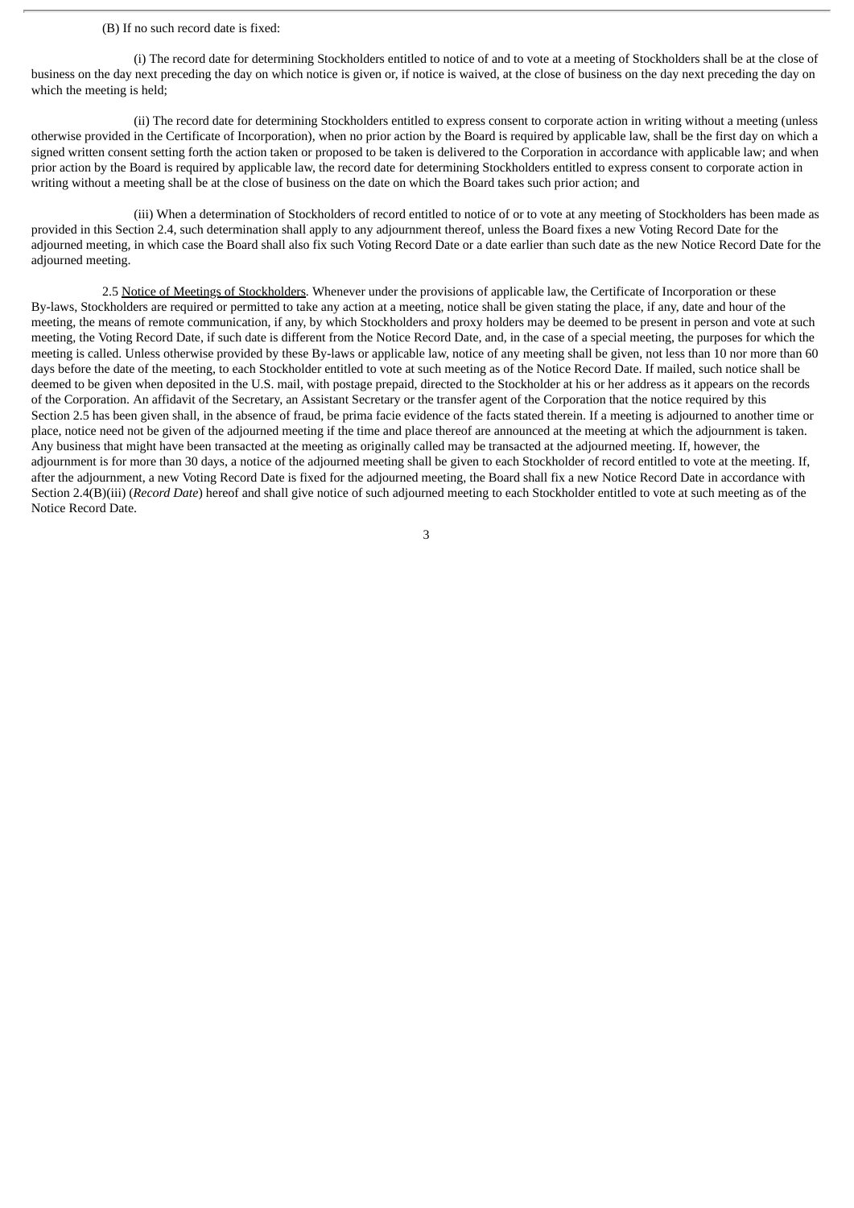(B) If no such record date is fixed:

(i) The record date for determining Stockholders entitled to notice of and to vote at a meeting of Stockholders shall be at the close of business on the day next preceding the day on which notice is given or, if notice is waived, at the close of business on the day next preceding the day on which the meeting is held;

(ii) The record date for determining Stockholders entitled to express consent to corporate action in writing without a meeting (unless otherwise provided in the Certificate of Incorporation), when no prior action by the Board is required by applicable law, shall be the first day on which a signed written consent setting forth the action taken or proposed to be taken is delivered to the Corporation in accordance with applicable law; and when prior action by the Board is required by applicable law, the record date for determining Stockholders entitled to express consent to corporate action in writing without a meeting shall be at the close of business on the date on which the Board takes such prior action; and

(iii) When a determination of Stockholders of record entitled to notice of or to vote at any meeting of Stockholders has been made as provided in this Section 2.4, such determination shall apply to any adjournment thereof, unless the Board fixes a new Voting Record Date for the adjourned meeting, in which case the Board shall also fix such Voting Record Date or a date earlier than such date as the new Notice Record Date for the adjourned meeting.

2.5 Notice of Meetings of Stockholders. Whenever under the provisions of applicable law, the Certificate of Incorporation or these By-laws, Stockholders are required or permitted to take any action at a meeting, notice shall be given stating the place, if any, date and hour of the meeting, the means of remote communication, if any, by which Stockholders and proxy holders may be deemed to be present in person and vote at such meeting, the Voting Record Date, if such date is different from the Notice Record Date, and, in the case of a special meeting, the purposes for which the meeting is called. Unless otherwise provided by these By-laws or applicable law, notice of any meeting shall be given, not less than 10 nor more than 60 days before the date of the meeting, to each Stockholder entitled to vote at such meeting as of the Notice Record Date. If mailed, such notice shall be deemed to be given when deposited in the U.S. mail, with postage prepaid, directed to the Stockholder at his or her address as it appears on the records of the Corporation. An affidavit of the Secretary, an Assistant Secretary or the transfer agent of the Corporation that the notice required by this Section 2.5 has been given shall, in the absence of fraud, be prima facie evidence of the facts stated therein. If a meeting is adjourned to another time or place, notice need not be given of the adjourned meeting if the time and place thereof are announced at the meeting at which the adjournment is taken. Any business that might have been transacted at the meeting as originally called may be transacted at the adjourned meeting. If, however, the adjournment is for more than 30 days, a notice of the adjourned meeting shall be given to each Stockholder of record entitled to vote at the meeting. If, after the adjournment, a new Voting Record Date is fixed for the adjourned meeting, the Board shall fix a new Notice Record Date in accordance with Section 2.4(B)(iii) (*Record Date*) hereof and shall give notice of such adjourned meeting to each Stockholder entitled to vote at such meeting as of the Notice Record Date.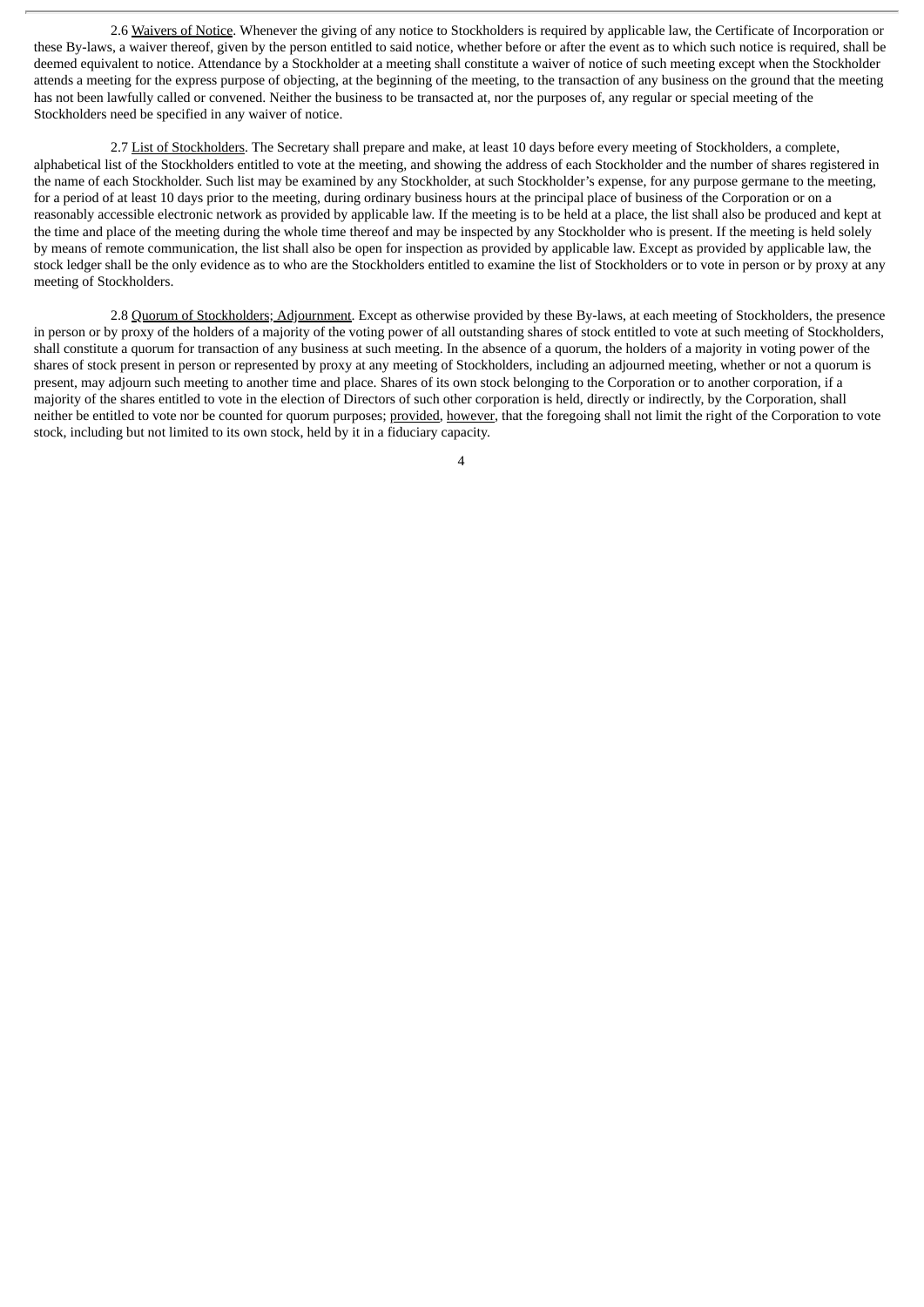2.6 Waivers of Notice. Whenever the giving of any notice to Stockholders is required by applicable law, the Certificate of Incorporation or these By-laws, a waiver thereof, given by the person entitled to said notice, whether before or after the event as to which such notice is required, shall be deemed equivalent to notice. Attendance by a Stockholder at a meeting shall constitute a waiver of notice of such meeting except when the Stockholder attends a meeting for the express purpose of objecting, at the beginning of the meeting, to the transaction of any business on the ground that the meeting has not been lawfully called or convened. Neither the business to be transacted at, nor the purposes of, any regular or special meeting of the Stockholders need be specified in any waiver of notice.

2.7 List of Stockholders. The Secretary shall prepare and make, at least 10 days before every meeting of Stockholders, a complete, alphabetical list of the Stockholders entitled to vote at the meeting, and showing the address of each Stockholder and the number of shares registered in the name of each Stockholder. Such list may be examined by any Stockholder, at such Stockholder's expense, for any purpose germane to the meeting, for a period of at least 10 days prior to the meeting, during ordinary business hours at the principal place of business of the Corporation or on a reasonably accessible electronic network as provided by applicable law. If the meeting is to be held at a place, the list shall also be produced and kept at the time and place of the meeting during the whole time thereof and may be inspected by any Stockholder who is present. If the meeting is held solely by means of remote communication, the list shall also be open for inspection as provided by applicable law. Except as provided by applicable law, the stock ledger shall be the only evidence as to who are the Stockholders entitled to examine the list of Stockholders or to vote in person or by proxy at any meeting of Stockholders.

2.8 Quorum of Stockholders; Adjournment. Except as otherwise provided by these By-laws, at each meeting of Stockholders, the presence in person or by proxy of the holders of a majority of the voting power of all outstanding shares of stock entitled to vote at such meeting of Stockholders, shall constitute a quorum for transaction of any business at such meeting. In the absence of a quorum, the holders of a majority in voting power of the shares of stock present in person or represented by proxy at any meeting of Stockholders, including an adjourned meeting, whether or not a quorum is present, may adjourn such meeting to another time and place. Shares of its own stock belonging to the Corporation or to another corporation, if a majority of the shares entitled to vote in the election of Directors of such other corporation is held, directly or indirectly, by the Corporation, shall neither be entitled to vote nor be counted for quorum purposes; provided, however, that the foregoing shall not limit the right of the Corporation to vote stock, including but not limited to its own stock, held by it in a fiduciary capacity.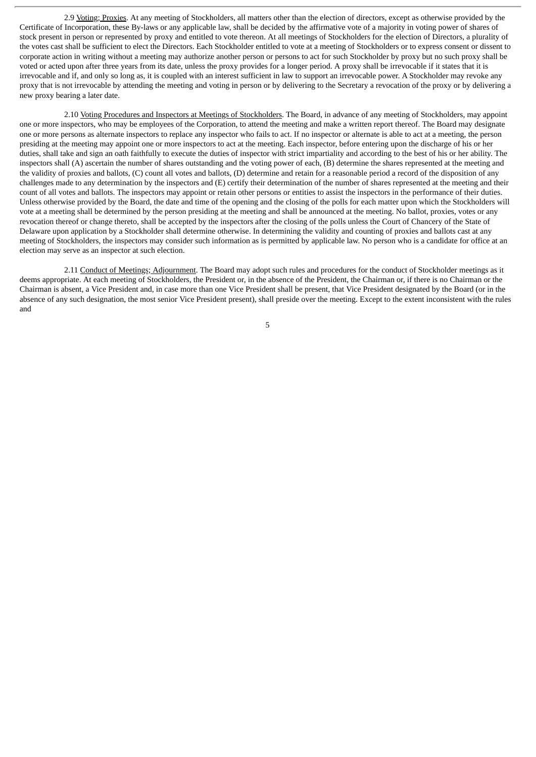2.9 Voting; Proxies. At any meeting of Stockholders, all matters other than the election of directors, except as otherwise provided by the Certificate of Incorporation, these By-laws or any applicable law, shall be decided by the affirmative vote of a majority in voting power of shares of stock present in person or represented by proxy and entitled to vote thereon. At all meetings of Stockholders for the election of Directors, a plurality of the votes cast shall be sufficient to elect the Directors. Each Stockholder entitled to vote at a meeting of Stockholders or to express consent or dissent to corporate action in writing without a meeting may authorize another person or persons to act for such Stockholder by proxy but no such proxy shall be voted or acted upon after three years from its date, unless the proxy provides for a longer period. A proxy shall be irrevocable if it states that it is irrevocable and if, and only so long as, it is coupled with an interest sufficient in law to support an irrevocable power. A Stockholder may revoke any proxy that is not irrevocable by attending the meeting and voting in person or by delivering to the Secretary a revocation of the proxy or by delivering a new proxy bearing a later date.

2.10 Voting Procedures and Inspectors at Meetings of Stockholders. The Board, in advance of any meeting of Stockholders, may appoint one or more inspectors, who may be employees of the Corporation, to attend the meeting and make a written report thereof. The Board may designate one or more persons as alternate inspectors to replace any inspector who fails to act. If no inspector or alternate is able to act at a meeting, the person presiding at the meeting may appoint one or more inspectors to act at the meeting. Each inspector, before entering upon the discharge of his or her duties, shall take and sign an oath faithfully to execute the duties of inspector with strict impartiality and according to the best of his or her ability. The inspectors shall (A) ascertain the number of shares outstanding and the voting power of each, (B) determine the shares represented at the meeting and the validity of proxies and ballots, (C) count all votes and ballots, (D) determine and retain for a reasonable period a record of the disposition of any challenges made to any determination by the inspectors and (E) certify their determination of the number of shares represented at the meeting and their count of all votes and ballots. The inspectors may appoint or retain other persons or entities to assist the inspectors in the performance of their duties. Unless otherwise provided by the Board, the date and time of the opening and the closing of the polls for each matter upon which the Stockholders will vote at a meeting shall be determined by the person presiding at the meeting and shall be announced at the meeting. No ballot, proxies, votes or any revocation thereof or change thereto, shall be accepted by the inspectors after the closing of the polls unless the Court of Chancery of the State of Delaware upon application by a Stockholder shall determine otherwise. In determining the validity and counting of proxies and ballots cast at any meeting of Stockholders, the inspectors may consider such information as is permitted by applicable law. No person who is a candidate for office at an election may serve as an inspector at such election.

2.11 Conduct of Meetings; Adjournment. The Board may adopt such rules and procedures for the conduct of Stockholder meetings as it deems appropriate. At each meeting of Stockholders, the President or, in the absence of the President, the Chairman or, if there is no Chairman or the Chairman is absent, a Vice President and, in case more than one Vice President shall be present, that Vice President designated by the Board (or in the absence of any such designation, the most senior Vice President present), shall preside over the meeting. Except to the extent inconsistent with the rules and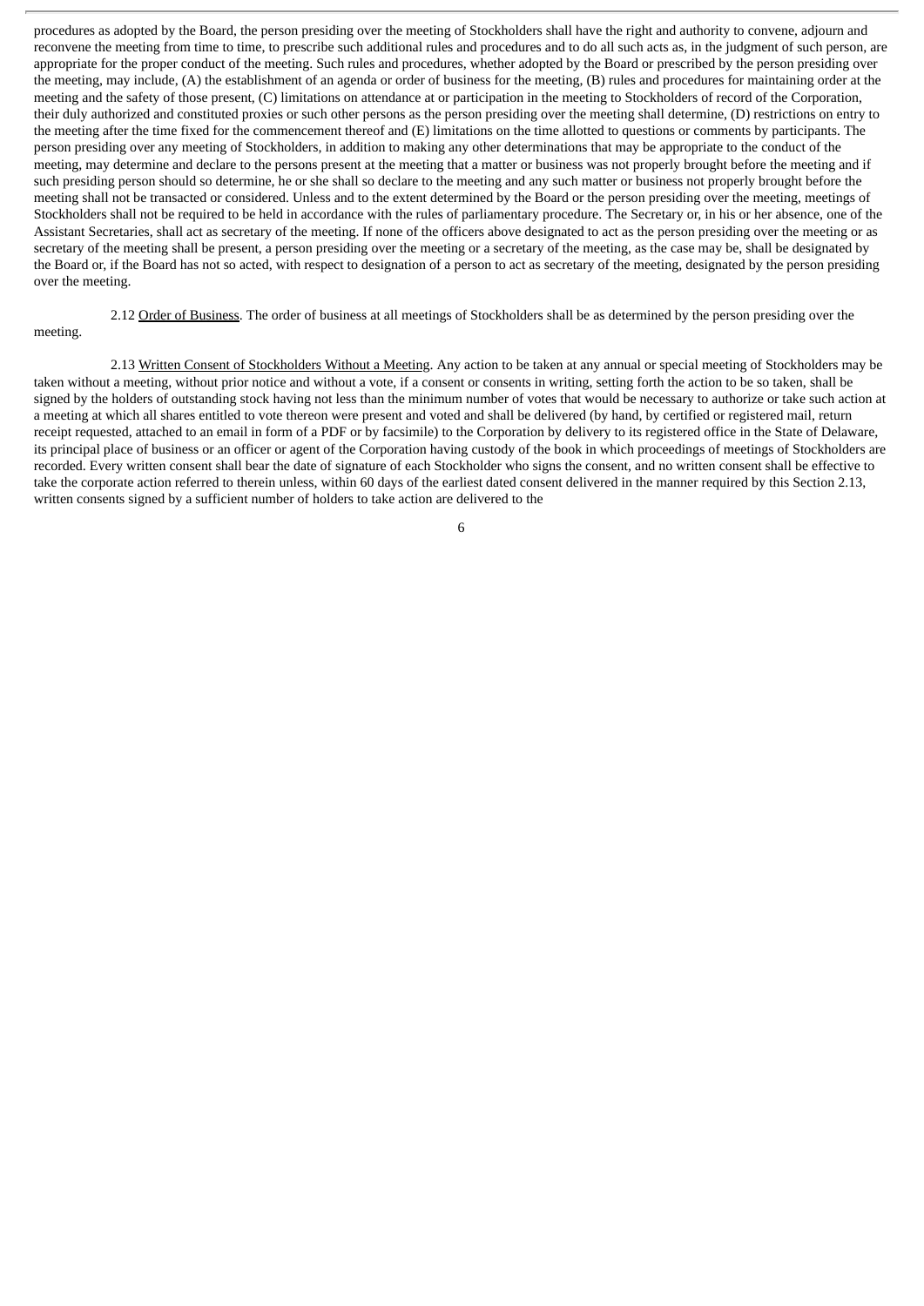procedures as adopted by the Board, the person presiding over the meeting of Stockholders shall have the right and authority to convene, adjourn and reconvene the meeting from time to time, to prescribe such additional rules and procedures and to do all such acts as, in the judgment of such person, are appropriate for the proper conduct of the meeting. Such rules and procedures, whether adopted by the Board or prescribed by the person presiding over the meeting, may include, (A) the establishment of an agenda or order of business for the meeting, (B) rules and procedures for maintaining order at the meeting and the safety of those present, (C) limitations on attendance at or participation in the meeting to Stockholders of record of the Corporation, their duly authorized and constituted proxies or such other persons as the person presiding over the meeting shall determine, (D) restrictions on entry to the meeting after the time fixed for the commencement thereof and (E) limitations on the time allotted to questions or comments by participants. The person presiding over any meeting of Stockholders, in addition to making any other determinations that may be appropriate to the conduct of the meeting, may determine and declare to the persons present at the meeting that a matter or business was not properly brought before the meeting and if such presiding person should so determine, he or she shall so declare to the meeting and any such matter or business not properly brought before the meeting shall not be transacted or considered. Unless and to the extent determined by the Board or the person presiding over the meeting, meetings of Stockholders shall not be required to be held in accordance with the rules of parliamentary procedure. The Secretary or, in his or her absence, one of the Assistant Secretaries, shall act as secretary of the meeting. If none of the officers above designated to act as the person presiding over the meeting or as secretary of the meeting shall be present, a person presiding over the meeting or a secretary of the meeting, as the case may be, shall be designated by the Board or, if the Board has not so acted, with respect to designation of a person to act as secretary of the meeting, designated by the person presiding over the meeting.

2.12 Order of Business. The order of business at all meetings of Stockholders shall be as determined by the person presiding over the meeting.

2.13 Written Consent of Stockholders Without a Meeting. Any action to be taken at any annual or special meeting of Stockholders may be taken without a meeting, without prior notice and without a vote, if a consent or consents in writing, setting forth the action to be so taken, shall be signed by the holders of outstanding stock having not less than the minimum number of votes that would be necessary to authorize or take such action at a meeting at which all shares entitled to vote thereon were present and voted and shall be delivered (by hand, by certified or registered mail, return receipt requested, attached to an email in form of a PDF or by facsimile) to the Corporation by delivery to its registered office in the State of Delaware, its principal place of business or an officer or agent of the Corporation having custody of the book in which proceedings of meetings of Stockholders are recorded. Every written consent shall bear the date of signature of each Stockholder who signs the consent, and no written consent shall be effective to take the corporate action referred to therein unless, within 60 days of the earliest dated consent delivered in the manner required by this Section 2.13, written consents signed by a sufficient number of holders to take action are delivered to the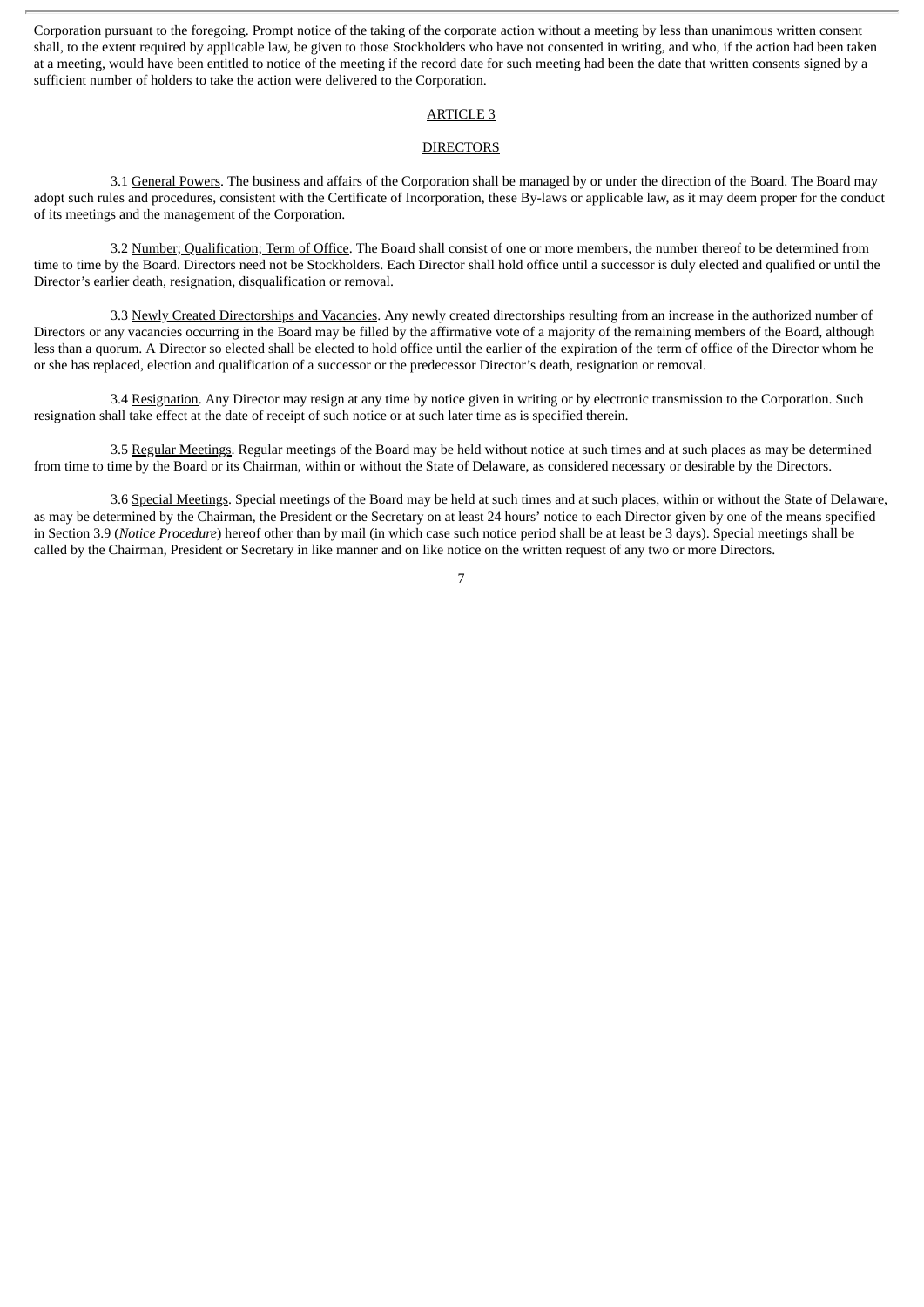Corporation pursuant to the foregoing. Prompt notice of the taking of the corporate action without a meeting by less than unanimous written consent shall, to the extent required by applicable law, be given to those Stockholders who have not consented in writing, and who, if the action had been taken at a meeting, would have been entitled to notice of the meeting if the record date for such meeting had been the date that written consents signed by a sufficient number of holders to take the action were delivered to the Corporation.

## ARTICLE 3

## DIRECTORS

3.1 General Powers. The business and affairs of the Corporation shall be managed by or under the direction of the Board. The Board may adopt such rules and procedures, consistent with the Certificate of Incorporation, these By-laws or applicable law, as it may deem proper for the conduct of its meetings and the management of the Corporation.

3.2 Number; Qualification; Term of Office. The Board shall consist of one or more members, the number thereof to be determined from time to time by the Board. Directors need not be Stockholders. Each Director shall hold office until a successor is duly elected and qualified or until the Director's earlier death, resignation, disqualification or removal.

3.3 Newly Created Directorships and Vacancies. Any newly created directorships resulting from an increase in the authorized number of Directors or any vacancies occurring in the Board may be filled by the affirmative vote of a majority of the remaining members of the Board, although less than a quorum. A Director so elected shall be elected to hold office until the earlier of the expiration of the term of office of the Director whom he or she has replaced, election and qualification of a successor or the predecessor Director's death, resignation or removal.

3.4 Resignation. Any Director may resign at any time by notice given in writing or by electronic transmission to the Corporation. Such resignation shall take effect at the date of receipt of such notice or at such later time as is specified therein.

3.5 Regular Meetings. Regular meetings of the Board may be held without notice at such times and at such places as may be determined from time to time by the Board or its Chairman, within or without the State of Delaware, as considered necessary or desirable by the Directors.

3.6 Special Meetings. Special meetings of the Board may be held at such times and at such places, within or without the State of Delaware, as may be determined by the Chairman, the President or the Secretary on at least 24 hours' notice to each Director given by one of the means specified in Section 3.9 (*Notice Procedure*) hereof other than by mail (in which case such notice period shall be at least be 3 days). Special meetings shall be called by the Chairman, President or Secretary in like manner and on like notice on the written request of any two or more Directors.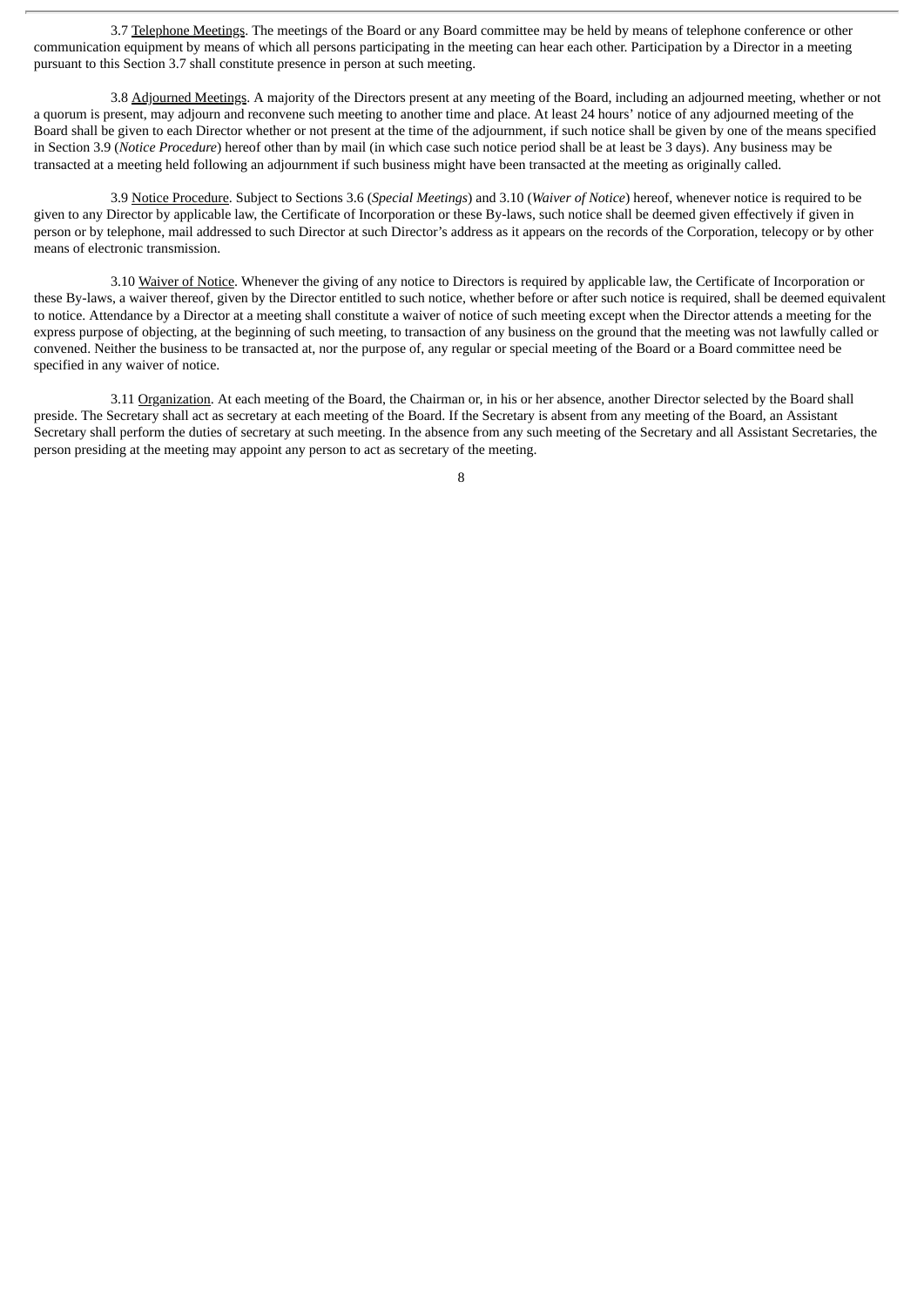3.7 Telephone Meetings. The meetings of the Board or any Board committee may be held by means of telephone conference or other communication equipment by means of which all persons participating in the meeting can hear each other. Participation by a Director in a meeting pursuant to this Section 3.7 shall constitute presence in person at such meeting.

3.8 Adjourned Meetings. A majority of the Directors present at any meeting of the Board, including an adjourned meeting, whether or not a quorum is present, may adjourn and reconvene such meeting to another time and place. At least 24 hours' notice of any adjourned meeting of the Board shall be given to each Director whether or not present at the time of the adjournment, if such notice shall be given by one of the means specified in Section 3.9 (*Notice Procedure*) hereof other than by mail (in which case such notice period shall be at least be 3 days). Any business may be transacted at a meeting held following an adjournment if such business might have been transacted at the meeting as originally called.

3.9 Notice Procedure. Subject to Sections 3.6 (*Special Meetings*) and 3.10 (*Waiver of Notice*) hereof, whenever notice is required to be given to any Director by applicable law, the Certificate of Incorporation or these By-laws, such notice shall be deemed given effectively if given in person or by telephone, mail addressed to such Director at such Director's address as it appears on the records of the Corporation, telecopy or by other means of electronic transmission.

3.10 Waiver of Notice. Whenever the giving of any notice to Directors is required by applicable law, the Certificate of Incorporation or these By-laws, a waiver thereof, given by the Director entitled to such notice, whether before or after such notice is required, shall be deemed equivalent to notice. Attendance by a Director at a meeting shall constitute a waiver of notice of such meeting except when the Director attends a meeting for the express purpose of objecting, at the beginning of such meeting, to transaction of any business on the ground that the meeting was not lawfully called or convened. Neither the business to be transacted at, nor the purpose of, any regular or special meeting of the Board or a Board committee need be specified in any waiver of notice.

3.11 Organization. At each meeting of the Board, the Chairman or, in his or her absence, another Director selected by the Board shall preside. The Secretary shall act as secretary at each meeting of the Board. If the Secretary is absent from any meeting of the Board, an Assistant Secretary shall perform the duties of secretary at such meeting. In the absence from any such meeting of the Secretary and all Assistant Secretaries, the person presiding at the meeting may appoint any person to act as secretary of the meeting.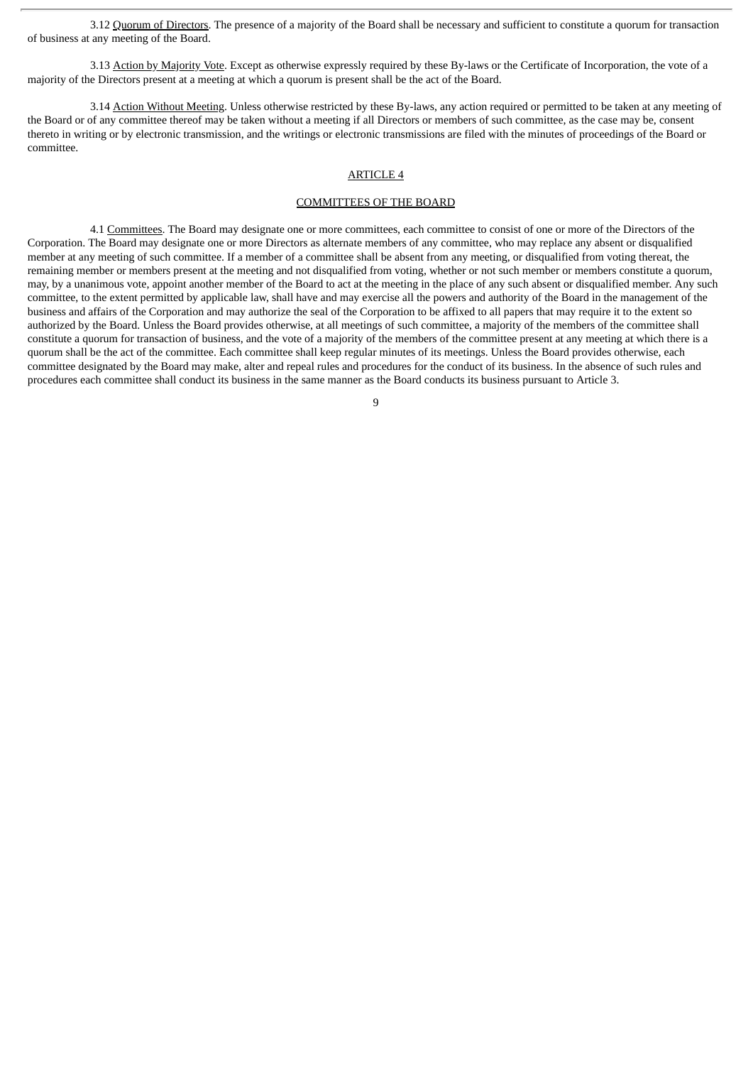3.12 Quorum of Directors. The presence of a majority of the Board shall be necessary and sufficient to constitute a quorum for transaction of business at any meeting of the Board.

3.13 Action by Majority Vote. Except as otherwise expressly required by these By-laws or the Certificate of Incorporation, the vote of a majority of the Directors present at a meeting at which a quorum is present shall be the act of the Board.

3.14 Action Without Meeting. Unless otherwise restricted by these By-laws, any action required or permitted to be taken at any meeting of the Board or of any committee thereof may be taken without a meeting if all Directors or members of such committee, as the case may be, consent thereto in writing or by electronic transmission, and the writings or electronic transmissions are filed with the minutes of proceedings of the Board or committee.

## ARTICLE 4

## COMMITTEES OF THE BOARD

4.1 Committees. The Board may designate one or more committees, each committee to consist of one or more of the Directors of the Corporation. The Board may designate one or more Directors as alternate members of any committee, who may replace any absent or disqualified member at any meeting of such committee. If a member of a committee shall be absent from any meeting, or disqualified from voting thereat, the remaining member or members present at the meeting and not disqualified from voting, whether or not such member or members constitute a quorum, may, by a unanimous vote, appoint another member of the Board to act at the meeting in the place of any such absent or disqualified member. Any such committee, to the extent permitted by applicable law, shall have and may exercise all the powers and authority of the Board in the management of the business and affairs of the Corporation and may authorize the seal of the Corporation to be affixed to all papers that may require it to the extent so authorized by the Board. Unless the Board provides otherwise, at all meetings of such committee, a majority of the members of the committee shall constitute a quorum for transaction of business, and the vote of a majority of the members of the committee present at any meeting at which there is a quorum shall be the act of the committee. Each committee shall keep regular minutes of its meetings. Unless the Board provides otherwise, each committee designated by the Board may make, alter and repeal rules and procedures for the conduct of its business. In the absence of such rules and procedures each committee shall conduct its business in the same manner as the Board conducts its business pursuant to Article 3.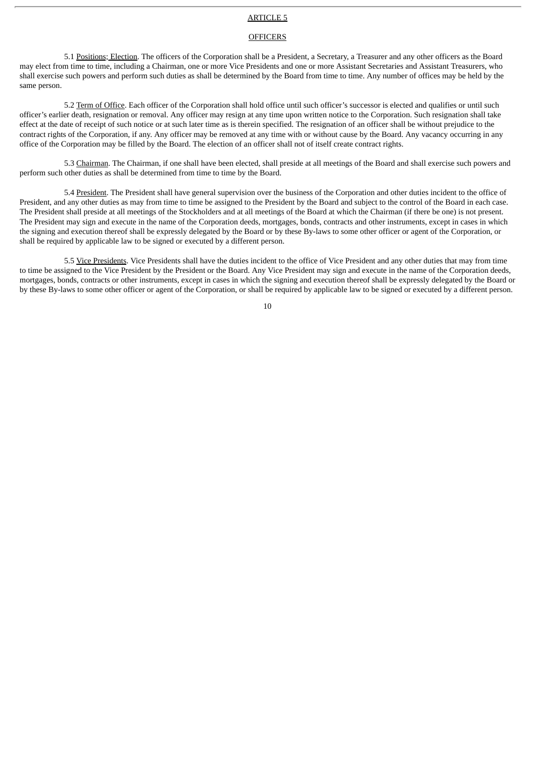## ARTICLE 5

## OFFICERS

5.1 Positions; Election. The officers of the Corporation shall be a President, a Secretary, a Treasurer and any other officers as the Board may elect from time to time, including a Chairman, one or more Vice Presidents and one or more Assistant Secretaries and Assistant Treasurers, who shall exercise such powers and perform such duties as shall be determined by the Board from time to time. Any number of offices may be held by the same person.

5.2 Term of Office. Each officer of the Corporation shall hold office until such officer's successor is elected and qualifies or until such officer's earlier death, resignation or removal. Any officer may resign at any time upon written notice to the Corporation. Such resignation shall take effect at the date of receipt of such notice or at such later time as is therein specified. The resignation of an officer shall be without prejudice to the contract rights of the Corporation, if any. Any officer may be removed at any time with or without cause by the Board. Any vacancy occurring in any office of the Corporation may be filled by the Board. The election of an officer shall not of itself create contract rights.

5.3 Chairman. The Chairman, if one shall have been elected, shall preside at all meetings of the Board and shall exercise such powers and perform such other duties as shall be determined from time to time by the Board.

5.4 President. The President shall have general supervision over the business of the Corporation and other duties incident to the office of President, and any other duties as may from time to time be assigned to the President by the Board and subject to the control of the Board in each case. The President shall preside at all meetings of the Stockholders and at all meetings of the Board at which the Chairman (if there be one) is not present. The President may sign and execute in the name of the Corporation deeds, mortgages, bonds, contracts and other instruments, except in cases in which the signing and execution thereof shall be expressly delegated by the Board or by these By-laws to some other officer or agent of the Corporation, or shall be required by applicable law to be signed or executed by a different person.

5.5 Vice Presidents. Vice Presidents shall have the duties incident to the office of Vice President and any other duties that may from time to time be assigned to the Vice President by the President or the Board. Any Vice President may sign and execute in the name of the Corporation deeds, mortgages, bonds, contracts or other instruments, except in cases in which the signing and execution thereof shall be expressly delegated by the Board or by these By-laws to some other officer or agent of the Corporation, or shall be required by applicable law to be signed or executed by a different person.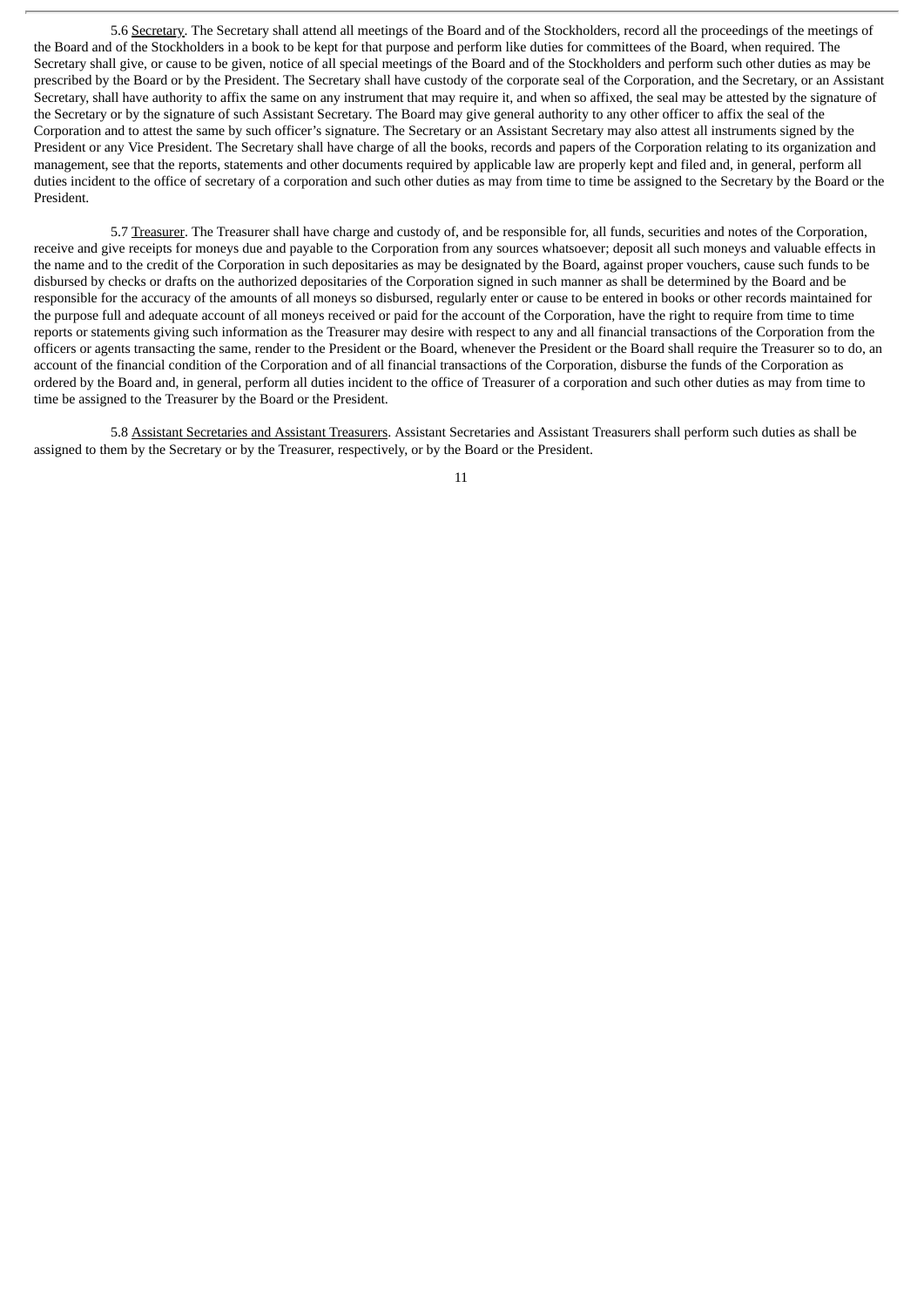5.6 Secretary. The Secretary shall attend all meetings of the Board and of the Stockholders, record all the proceedings of the meetings of the Board and of the Stockholders in a book to be kept for that purpose and perform like duties for committees of the Board, when required. The Secretary shall give, or cause to be given, notice of all special meetings of the Board and of the Stockholders and perform such other duties as may be prescribed by the Board or by the President. The Secretary shall have custody of the corporate seal of the Corporation, and the Secretary, or an Assistant Secretary, shall have authority to affix the same on any instrument that may require it, and when so affixed, the seal may be attested by the signature of the Secretary or by the signature of such Assistant Secretary. The Board may give general authority to any other officer to affix the seal of the Corporation and to attest the same by such officer's signature. The Secretary or an Assistant Secretary may also attest all instruments signed by the President or any Vice President. The Secretary shall have charge of all the books, records and papers of the Corporation relating to its organization and management, see that the reports, statements and other documents required by applicable law are properly kept and filed and, in general, perform all duties incident to the office of secretary of a corporation and such other duties as may from time to time be assigned to the Secretary by the Board or the President.

5.7 Treasurer. The Treasurer shall have charge and custody of, and be responsible for, all funds, securities and notes of the Corporation, receive and give receipts for moneys due and payable to the Corporation from any sources whatsoever; deposit all such moneys and valuable effects in the name and to the credit of the Corporation in such depositaries as may be designated by the Board, against proper vouchers, cause such funds to be disbursed by checks or drafts on the authorized depositaries of the Corporation signed in such manner as shall be determined by the Board and be responsible for the accuracy of the amounts of all moneys so disbursed, regularly enter or cause to be entered in books or other records maintained for the purpose full and adequate account of all moneys received or paid for the account of the Corporation, have the right to require from time to time reports or statements giving such information as the Treasurer may desire with respect to any and all financial transactions of the Corporation from the officers or agents transacting the same, render to the President or the Board, whenever the President or the Board shall require the Treasurer so to do, an account of the financial condition of the Corporation and of all financial transactions of the Corporation, disburse the funds of the Corporation as ordered by the Board and, in general, perform all duties incident to the office of Treasurer of a corporation and such other duties as may from time to time be assigned to the Treasurer by the Board or the President.

5.8 Assistant Secretaries and Assistant Treasurers. Assistant Secretaries and Assistant Treasurers shall perform such duties as shall be assigned to them by the Secretary or by the Treasurer, respectively, or by the Board or the President.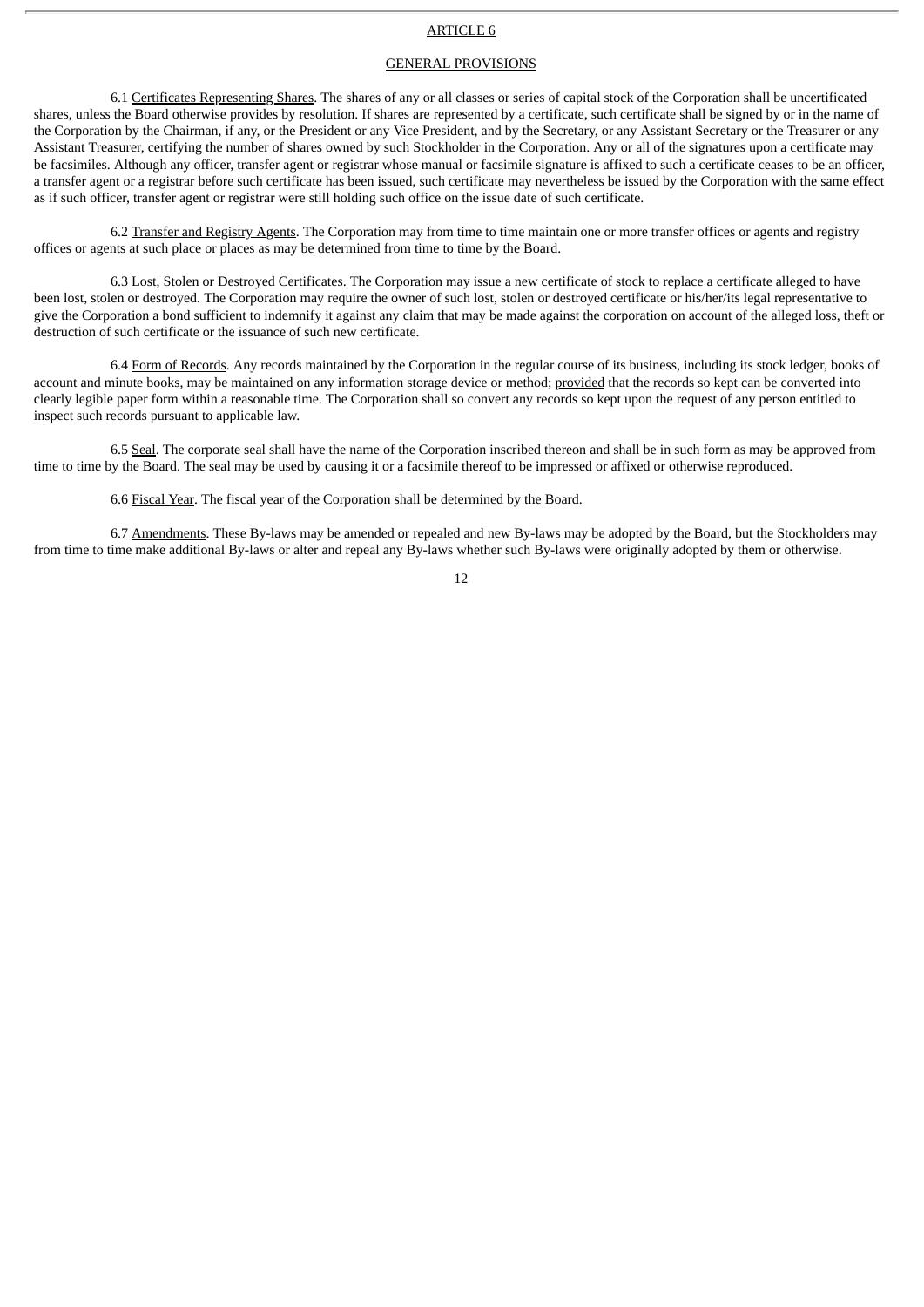# ARTICLE 6

## GENERAL PROVISIONS

6.1 Certificates Representing Shares. The shares of any or all classes or series of capital stock of the Corporation shall be uncertificated shares, unless the Board otherwise provides by resolution. If shares are represented by a certificate, such certificate shall be signed by or in the name of the Corporation by the Chairman, if any, or the President or any Vice President, and by the Secretary, or any Assistant Secretary or the Treasurer or any Assistant Treasurer, certifying the number of shares owned by such Stockholder in the Corporation. Any or all of the signatures upon a certificate may be facsimiles. Although any officer, transfer agent or registrar whose manual or facsimile signature is affixed to such a certificate ceases to be an officer, a transfer agent or a registrar before such certificate has been issued, such certificate may nevertheless be issued by the Corporation with the same effect as if such officer, transfer agent or registrar were still holding such office on the issue date of such certificate.

6.2 Transfer and Registry Agents. The Corporation may from time to time maintain one or more transfer offices or agents and registry offices or agents at such place or places as may be determined from time to time by the Board.

6.3 Lost, Stolen or Destroyed Certificates. The Corporation may issue a new certificate of stock to replace a certificate alleged to have been lost, stolen or destroyed. The Corporation may require the owner of such lost, stolen or destroyed certificate or his/her/its legal representative to give the Corporation a bond sufficient to indemnify it against any claim that may be made against the corporation on account of the alleged loss, theft or destruction of such certificate or the issuance of such new certificate.

6.4 Form of Records. Any records maintained by the Corporation in the regular course of its business, including its stock ledger, books of account and minute books, may be maintained on any information storage device or method; provided that the records so kept can be converted into clearly legible paper form within a reasonable time. The Corporation shall so convert any records so kept upon the request of any person entitled to inspect such records pursuant to applicable law.

6.5 Seal. The corporate seal shall have the name of the Corporation inscribed thereon and shall be in such form as may be approved from time to time by the Board. The seal may be used by causing it or a facsimile thereof to be impressed or affixed or otherwise reproduced.

6.6 Fiscal Year. The fiscal year of the Corporation shall be determined by the Board.

6.7 Amendments. These By-laws may be amended or repealed and new By-laws may be adopted by the Board, but the Stockholders may from time to time make additional By-laws or alter and repeal any By-laws whether such By-laws were originally adopted by them or otherwise.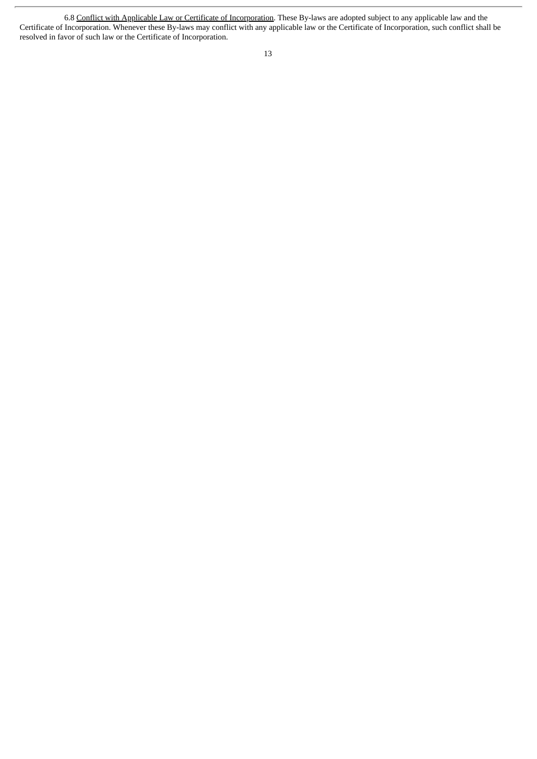6.8 Conflict with Applicable Law or Certificate of Incorporation. These By-laws are adopted subject to any applicable law and the Certificate of Incorporation. Whenever these By-laws may conflict with any applicable law or the Certificate of Incorporation, such conflict shall be resolved in favor of such law or the Certificate of Incorporation.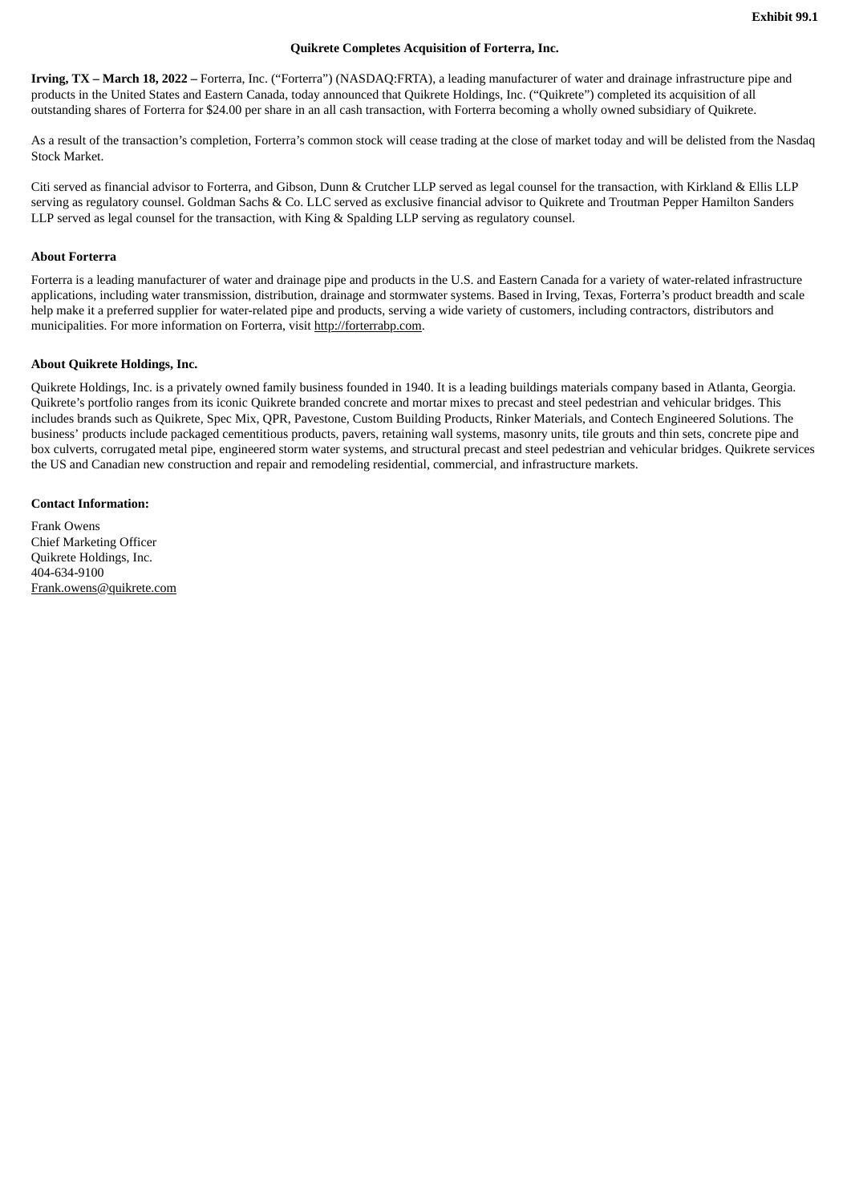Exhibit 99.1

# Quikrete Completes Acquisition of Forterra, Inc.

**Irving, TX – March 18, 2022 –** Forterra, Inc. ("Forterra") (NASDAQ:FRTA), a leading manufacturer of water and drainage infrastructure pipe and products in the United States and Eastern Canada, today announced that Quikrete Holdings, Inc. ("Quikrete") completed its acquisition of all outstanding shares of Forterra for $24.00 per share in an all cash transaction, with Forterra becoming a wholly owned subsidiary of Quikrete.

As a result of the transaction's completion, Forterra's common stock will cease trading at the close of market today and will be delisted from the Nasdaq Stock Market.

Citi served as financial advisor to Forterra, and Gibson, Dunn & Crutcher LLP served as legal counsel for the transaction, with Kirkland & Ellis LLP serving as regulatory counsel. Goldman Sachs & Co. LLC served as exclusive financial advisor to Quikrete and Troutman Pepper Hamilton Sanders LLP served as legal counsel for the transaction, with King & Spalding LLP serving as regulatory counsel.

## About Forterra

Forterra is a leading manufacturer of water and drainage pipe and products in the U.S. and Eastern Canada for a variety of water-related infrastructure applications, including water transmission, distribution, drainage and stormwater systems. Based in Irving, Texas, Forterra's product breadth and scale help make it a preferred supplier for water-related pipe and products, serving a wide variety of customers, including contractors, distributors and municipalities. For more information on Forterra, visit http://forterrabp.com.

## About Quikrete Holdings, Inc.

Quikrete Holdings, Inc. is a privately owned family business founded in 1940. It is a leading buildings materials company based in Atlanta, Georgia. Quikrete's portfolio ranges from its iconic Quikrete branded concrete and mortar mixes to precast and steel pedestrian and vehicular bridges. This includes brands such as Quikrete, Spec Mix, QPR, Pavestone, Custom Building Products, Rinker Materials, and Contech Engineered Solutions. The business' products include packaged cementitious products, pavers, retaining wall systems, masonry units, tile grouts and thin sets, concrete pipe and box culverts, corrugated metal pipe, engineered storm water systems, and structural precast and steel pedestrian and vehicular bridges. Quikrete services the US and Canadian new construction and repair and remodeling residential, commercial, and infrastructure markets.

## Contact Information:

Frank Owens
Chief Marketing Officer
Quikrete Holdings, Inc.
404-634-9100
Frank.owens@quikrete.com